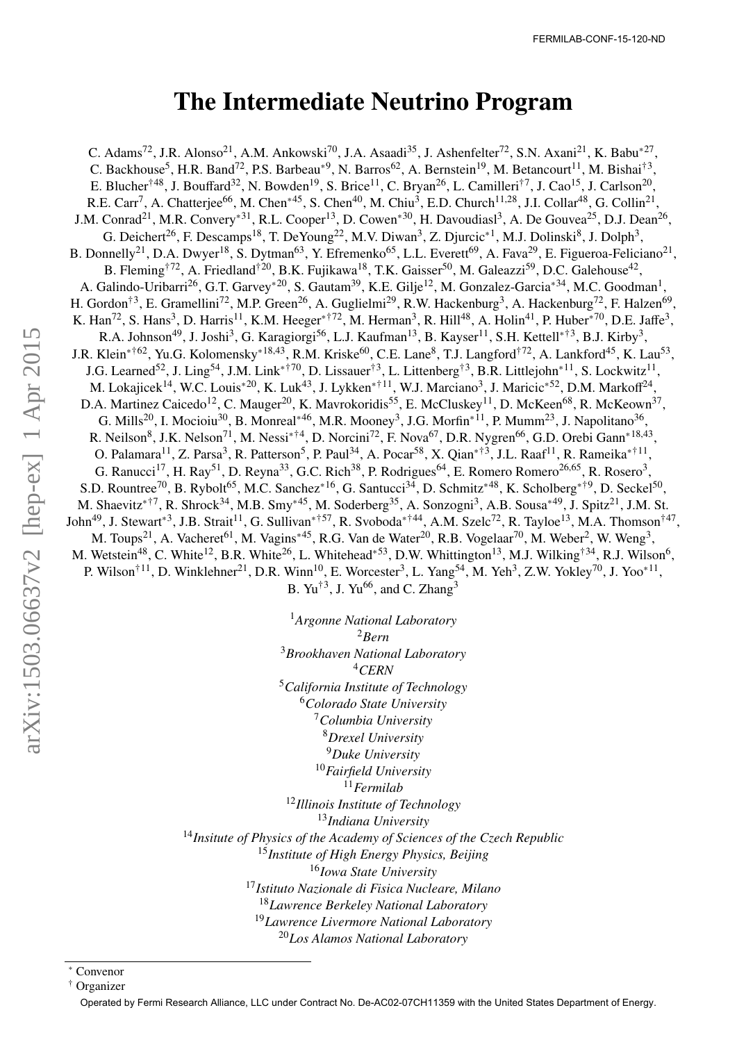FERMILAB-CONF-15-120-ND

# The Intermediate Neutrino Program

C. Adams[72], J.R. Alonso[21], A.M. Ankowski[70], J.A. Asaadi[35], J. Ashenfelter[72], S.N. Axani[21], K. Babu[*27], C. Backhouse[5], H.R. Band[72], P.S. Barbeau[*9], N. Barros[62], A. Bernstein[19], M. Betancourt[11], M. Bishai[†3], E. Blucher[†48], J. Bouffard[32], N. Bowden[19], S. Brice[11], C. Bryan[26], L. Camilleri[†7], J. Cao[15], J. Carlson[20], R.E. Carr[7], A. Chatterjee[66], M. Chen[*45], S. Chen[40], M. Chiu[3], E.D. Church[11,28], J.I. Collar[48], G. Collin[21], J.M. Conrad[21], M.R. Convery[*31], R.L. Cooper[13], D. Cowen[*30], H. Davoudiasl[3], A. De Gouvea[25], D.J. Dean[26], G. Deichert[26], F. Descamps[18], T. DeYoung[22], M.V. Diwan[3], Z. Djurcic[*1], M.J. Dolinski[8], J. Dolph[3], B. Donnelly[21], D.A. Dwyer[18], S. Dytman[63], Y. Efremenko[65], L.L. Everett[69], A. Fava[29], E. Figueroa-Feliciano[21], B. Fleming[†72], A. Friedland[†20], B.K. Fujikawa[18], T.K. Gaisser[50], M. Galeazzi[59], D.C. Galehouse[42], A. Galindo-Uribarri[26], G.T. Garvey[*20], S. Gautam[39], K.E. Gilje[12], M. Gonzalez-Garcia[*34], M.C. Goodman[1], H. Gordon[†3], E. Gramellini[72], M.P. Green[26], A. Guglielmi[29], R.W. Hackenburg[3], A. Hackenburg[72], F. Halzen[69], K. Han[72], S. Hans[3], D. Harris[11], K.M. Heeger[*†72], M. Herman[3], R. Hill[48], A. Holin[41], P. Huber[*70], D.E. Jaffe[3], R.A. Johnson[49], J. Joshi[3], G. Karagiorgi[56], L.J. Kaufman[13], B. Kayser[11], S.H. Kettell[*†3], B.J. Kirby[3], J.R. Klein[*†62], Yu.G. Kolomensky[*18,43], R.M. Kriske[60], C.E. Lane[8], T.J. Langford[†72], A. Lankford[45], K. Lau[53], J.G. Learned[52], J. Ling[54], J.M. Link[*†70], D. Lissauer[†3], L. Littenberg[†3], B.R. Littlejohn[*11], S. Lockwitz[11], M. Lokajicek[14], W.C. Louis[*20], K. Luk[43], J. Lykken[*†11], W.J. Marciano[3], J. Maricic[*52], D.M. Markoff[24], D.A. Martinez Caicedo[12], C. Mauger[20], K. Mavrokoridis[55], E. McCluskey[11], D. McKeen[68], R. McKeown[37], G. Mills[20], I. Mocioiu[30], B. Monreal[*46], M.R. Mooney[3], J.G. Morfin[*11], P. Mumm[23], J. Napolitano[36], R. Neilson[8], J.K. Nelson[71], M. Nessi[*†4], D. Norcini[72], F. Nova[67], D.R. Nygren[66], G.D. Orebi Gann[*18,43], O. Palamara[11], Z. Parsa[3], R. Patterson[5], P. Paul[34], A. Pocar[58], X. Qian[*†3], J.L. Raaf[11], R. Rameika[*†11], G. Ranucci[17], H. Ray[51], D. Reyna[33], G.C. Rich[38], P. Rodrigues[64], E. Romero Romero[26,65], R. Rosero[3], S.D. Rountree[70], B. Rybolt[65], M.C. Sanchez[*16], G. Santucci[34], D. Schmitz[*48], K. Scholberg[*†9], D. Seckel[50], M. Shaevitz[*†7], R. Shrock[34], M.B. Smy[*45], M. Soderberg[35], A. Sonzogni[3], A.B. Sousa[*49], J. Spitz[21], J.M. St. John[49], J. Stewart[*3], J.B. Strait[11], G. Sullivan[*†57], R. Svoboda[*†44], A.M. Szelc[72], R. Tayloe[13], M.A. Thomson[†47], M. Toups[21], A. Vacheret[61], M. Vagins[*45], R.G. Van de Water[20], R.B. Vogelaar[70], M. Weber[2], W. Weng[3], M. Wetstein[48], C. White[12], B.R. White[26], L. Whitehead[*53], D.W. Whittington[13], M.J. Wilking[†34], R.J. Wilson[6], P. Wilson[†11], D. Winklehner[21], D.R. Winn[10], E. Worcester[3], L. Yang[54], M. Yeh[3], Z.W. Yokley[70], J. Yoo[*11], B. Yu[†3], J. Yu[66], and C. Zhang[3]

[1]*Argonne National Laboratory*
[2]*Bern*
[3]*Brookhaven National Laboratory*
[4]*CERN*
[5]*California Institute of Technology*
[6]*Colorado State University*
[7]*Columbia University*
[8]*Drexel University*
[9]*Duke University*
[10]*Fairfield University*
[11]*Fermilab*
[12]*Illinois Institute of Technology*
[13]*Indiana University*
[14]*Insitute of Physics of the Academy of Sciences of the Czech Republic*
[15]*Institute of High Energy Physics, Beijing*
[16]*Iowa State University*
[17]*Istituto Nazionale di Fisica Nucleare, Milano*
[18]*Lawrence Berkeley National Laboratory*
[19]*Lawrence Livermore National Laboratory*
[20]*Los Alamos National Laboratory*

[*] Convenor
[†] Organizer

Operated by Fermi Research Alliance, LLC under Contract No. De-AC02-07CH11359 with the United States Department of Energy.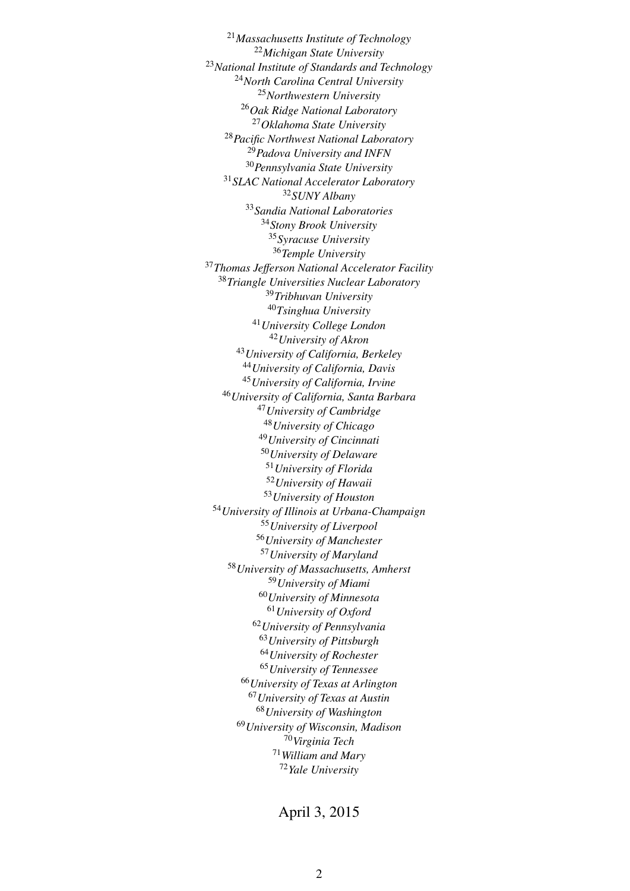[21]*Massachusetts Institute of Technology*
[22]*Michigan State University*
[23]*National Institute of Standards and Technology*
[24]*North Carolina Central University*
[25]*Northwestern University*
[26]*Oak Ridge National Laboratory*
[27]*Oklahoma State University*
[28]*Pacific Northwest National Laboratory*
[29]*Padova University and INFN*
[30]*Pennsylvania State University*
[31]*SLAC National Accelerator Laboratory*
[32]*SUNY Albany*
[33]*Sandia National Laboratories*
[34]*Stony Brook University*
[35]*Syracuse University*
[36]*Temple University*
[37]*Thomas Jefferson National Accelerator Facility*
[38]*Triangle Universities Nuclear Laboratory*
[39]*Tribhuvan University*
[40]*Tsinghua University*
[41]*University College London*
[42]*University of Akron*
[43]*University of California, Berkeley*
[44]*University of California, Davis*
[45]*University of California, Irvine*
[46]*University of California, Santa Barbara*
[47]*University of Cambridge*
[48]*University of Chicago*
[49]*University of Cincinnati*
[50]*University of Delaware*
[51]*University of Florida*
[52]*University of Hawaii*
[53]*University of Houston*
[54]*University of Illinois at Urbana-Champaign*
[55]*University of Liverpool*
[56]*University of Manchester*
[57]*University of Maryland*
[58]*University of Massachusetts, Amherst*
[59]*University of Miami*
[60]*University of Minnesota*
[61]*University of Oxford*
[62]*University of Pennsylvania*
[63]*University of Pittsburgh*
[64]*University of Rochester*
[65]*University of Tennessee*
[66]*University of Texas at Arlington*
[67]*University of Texas at Austin*
[68]*University of Washington*
[69]*University of Wisconsin, Madison*
[70]*Virginia Tech*
[71]*William and Mary*
[72]*Yale University*

April 3, 2015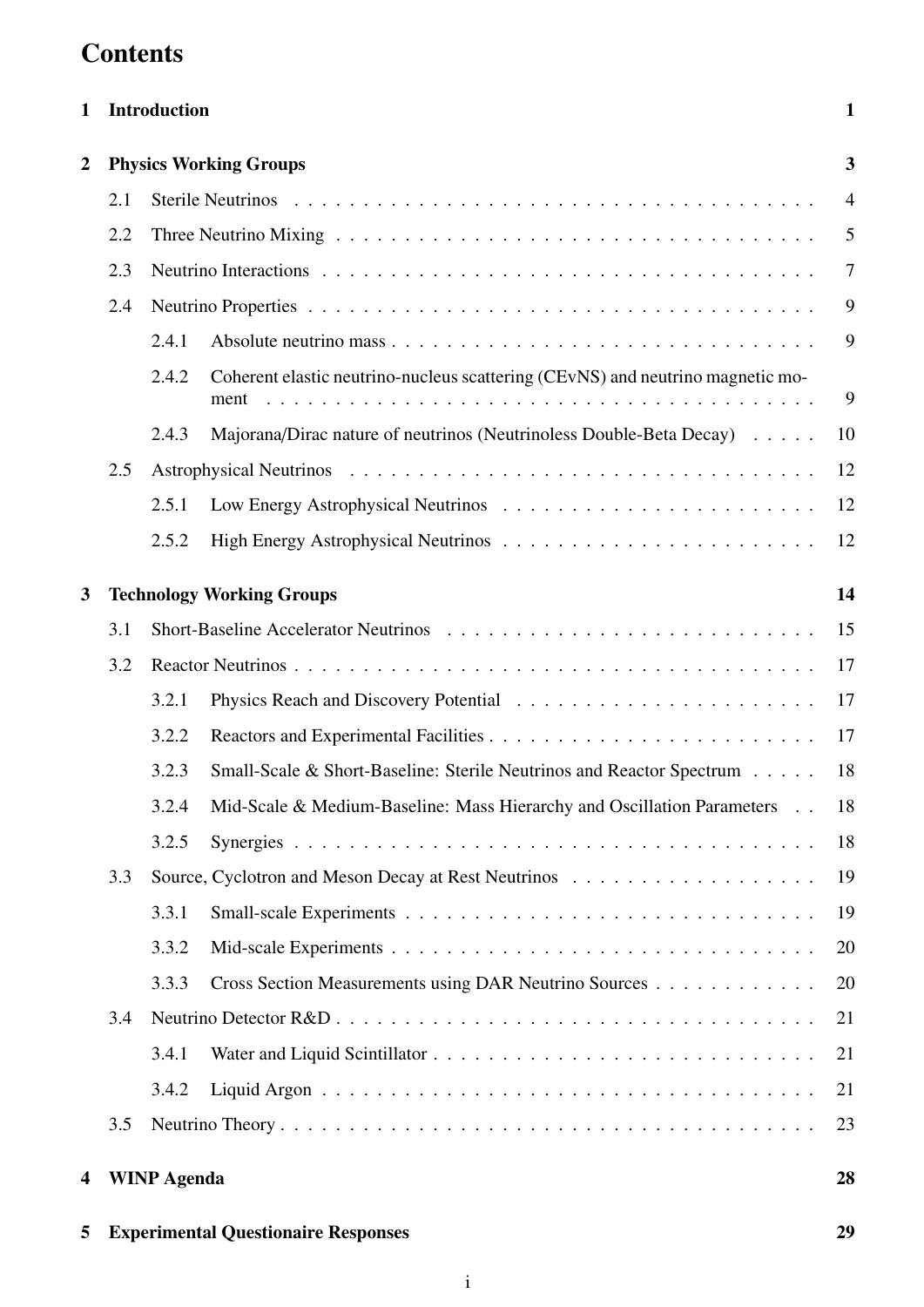# Contents

1 Introduction 1

2 Physics Working Groups 3

- 2.1 Sterile Neutrinos 4
- 2.2 Three Neutrino Mixing 5
- 2.3 Neutrino Interactions 7
- 2.4 Neutrino Properties 9
  - 2.4.1 Absolute neutrino mass 9
  - 2.4.2 Coherent elastic neutrino-nucleus scattering (CEvNS) and neutrino magnetic moment 9
  - 2.4.3 Majorana/Dirac nature of neutrinos (Neutrinoless Double-Beta Decay) 10
- 2.5 Astrophysical Neutrinos 12
  - 2.5.1 Low Energy Astrophysical Neutrinos 12
  - 2.5.2 High Energy Astrophysical Neutrinos 12

3 Technology Working Groups 14

- 3.1 Short-Baseline Accelerator Neutrinos 15
- 3.2 Reactor Neutrinos 17
  - 3.2.1 Physics Reach and Discovery Potential 17
  - 3.2.2 Reactors and Experimental Facilities 17
  - 3.2.3 Small-Scale & Short-Baseline: Sterile Neutrinos and Reactor Spectrum 18
  - 3.2.4 Mid-Scale & Medium-Baseline: Mass Hierarchy and Oscillation Parameters 18
  - 3.2.5 Synergies 18
- 3.3 Source, Cyclotron and Meson Decay at Rest Neutrinos 19
  - 3.3.1 Small-scale Experiments 19
  - 3.3.2 Mid-scale Experiments 20
  - 3.3.3 Cross Section Measurements using DAR Neutrino Sources 20
- 3.4 Neutrino Detector R&D 21
  - 3.4.1 Water and Liquid Scintillator 21
  - 3.4.2 Liquid Argon 21
- 3.5 Neutrino Theory 23

4 WINP Agenda 28

5 Experimental Questionaire Responses 29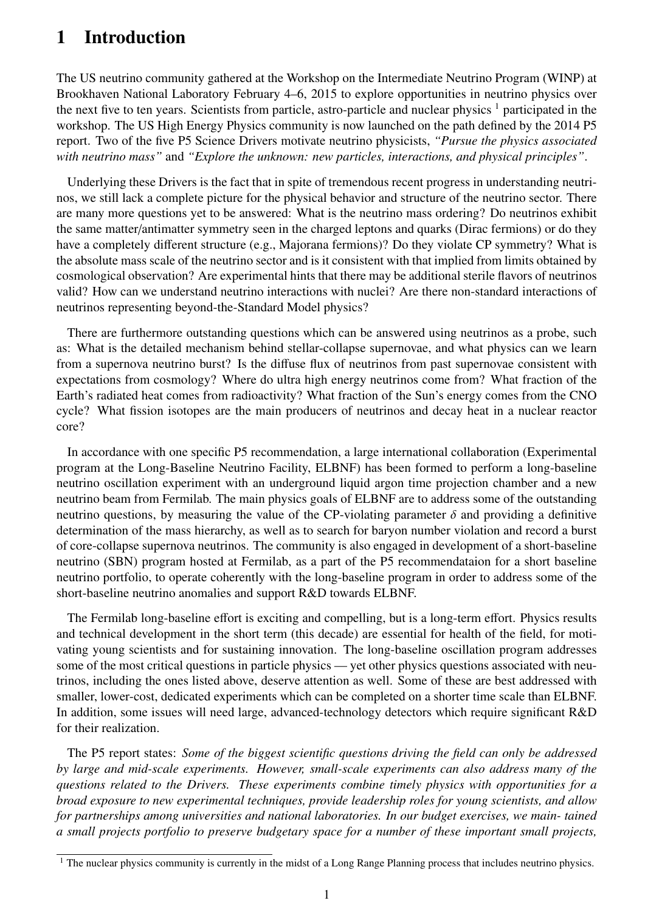# 1 Introduction

The US neutrino community gathered at the Workshop on the Intermediate Neutrino Program (WINP) at Brookhaven National Laboratory February 4–6, 2015 to explore opportunities in neutrino physics over the next five to ten years. Scientists from particle, astro-particle and nuclear physics [1] participated in the workshop. The US High Energy Physics community is now launched on the path defined by the 2014 P5 report. Two of the five P5 Science Drivers motivate neutrino physicists, *"Pursue the physics associated with neutrino mass"* and *"Explore the unknown: new particles, interactions, and physical principles"*.

Underlying these Drivers is the fact that in spite of tremendous recent progress in understanding neutrinos, we still lack a complete picture for the physical behavior and structure of the neutrino sector. There are many more questions yet to be answered: What is the neutrino mass ordering? Do neutrinos exhibit the same matter/antimatter symmetry seen in the charged leptons and quarks (Dirac fermions) or do they have a completely different structure (e.g., Majorana fermions)? Do they violate CP symmetry? What is the absolute mass scale of the neutrino sector and is it consistent with that implied from limits obtained by cosmological observation? Are experimental hints that there may be additional sterile flavors of neutrinos valid? How can we understand neutrino interactions with nuclei? Are there non-standard interactions of neutrinos representing beyond-the-Standard Model physics?

There are furthermore outstanding questions which can be answered using neutrinos as a probe, such as: What is the detailed mechanism behind stellar-collapse supernovae, and what physics can we learn from a supernova neutrino burst? Is the diffuse flux of neutrinos from past supernovae consistent with expectations from cosmology? Where do ultra high energy neutrinos come from? What fraction of the Earth's radiated heat comes from radioactivity? What fraction of the Sun's energy comes from the CNO cycle? What fission isotopes are the main producers of neutrinos and decay heat in a nuclear reactor core?

In accordance with one specific P5 recommendation, a large international collaboration (Experimental program at the Long-Baseline Neutrino Facility, ELBNF) has been formed to perform a long-baseline neutrino oscillation experiment with an underground liquid argon time projection chamber and a new neutrino beam from Fermilab. The main physics goals of ELBNF are to address some of the outstanding neutrino questions, by measuring the value of the CP-violating parameter $\delta$ and providing a definitive determination of the mass hierarchy, as well as to search for baryon number violation and record a burst of core-collapse supernova neutrinos. The community is also engaged in development of a short-baseline neutrino (SBN) program hosted at Fermilab, as a part of the P5 recommendataion for a short baseline neutrino portfolio, to operate coherently with the long-baseline program in order to address some of the short-baseline neutrino anomalies and support R&D towards ELBNF.

The Fermilab long-baseline effort is exciting and compelling, but is a long-term effort. Physics results and technical development in the short term (this decade) are essential for health of the field, for motivating young scientists and for sustaining innovation. The long-baseline oscillation program addresses some of the most critical questions in particle physics — yet other physics questions associated with neutrinos, including the ones listed above, deserve attention as well. Some of these are best addressed with smaller, lower-cost, dedicated experiments which can be completed on a shorter time scale than ELBNF. In addition, some issues will need large, advanced-technology detectors which require significant R&D for their realization.

The P5 report states: *Some of the biggest scientific questions driving the field can only be addressed by large and mid-scale experiments. However, small-scale experiments can also address many of the questions related to the Drivers. These experiments combine timely physics with opportunities for a broad exposure to new experimental techniques, provide leadership roles for young scientists, and allow for partnerships among universities and national laboratories. In our budget exercises, we main- tained a small projects portfolio to preserve budgetary space for a number of these important small projects,*

[1] The nuclear physics community is currently in the midst of a Long Range Planning process that includes neutrino physics.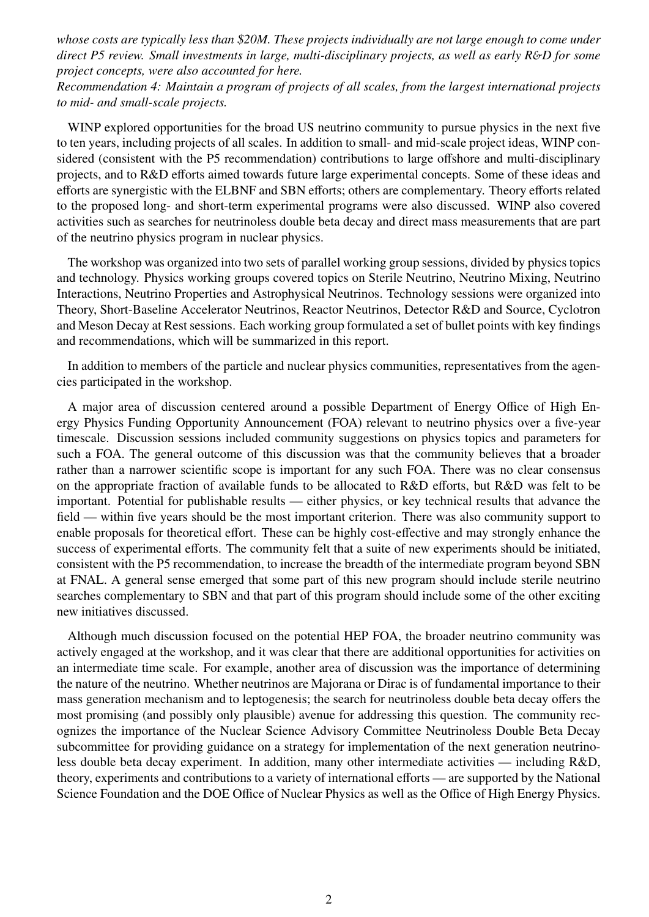*whose costs are typically less than \$20M. These projects individually are not large enough to come under direct P5 review. Small investments in large, multi-disciplinary projects, as well as early R&D for some project concepts, were also accounted for here.*
*Recommendation 4: Maintain a program of projects of all scales, from the largest international projects to mid- and small-scale projects.*

WINP explored opportunities for the broad US neutrino community to pursue physics in the next five to ten years, including projects of all scales. In addition to small- and mid-scale project ideas, WINP considered (consistent with the P5 recommendation) contributions to large offshore and multi-disciplinary projects, and to R&D efforts aimed towards future large experimental concepts. Some of these ideas and efforts are synergistic with the ELBNF and SBN efforts; others are complementary. Theory efforts related to the proposed long- and short-term experimental programs were also discussed. WINP also covered activities such as searches for neutrinoless double beta decay and direct mass measurements that are part of the neutrino physics program in nuclear physics.

The workshop was organized into two sets of parallel working group sessions, divided by physics topics and technology. Physics working groups covered topics on Sterile Neutrino, Neutrino Mixing, Neutrino Interactions, Neutrino Properties and Astrophysical Neutrinos. Technology sessions were organized into Theory, Short-Baseline Accelerator Neutrinos, Reactor Neutrinos, Detector R&D and Source, Cyclotron and Meson Decay at Rest sessions. Each working group formulated a set of bullet points with key findings and recommendations, which will be summarized in this report.

In addition to members of the particle and nuclear physics communities, representatives from the agencies participated in the workshop.

A major area of discussion centered around a possible Department of Energy Office of High Energy Physics Funding Opportunity Announcement (FOA) relevant to neutrino physics over a five-year timescale. Discussion sessions included community suggestions on physics topics and parameters for such a FOA. The general outcome of this discussion was that the community believes that a broader rather than a narrower scientific scope is important for any such FOA. There was no clear consensus on the appropriate fraction of available funds to be allocated to R&D efforts, but R&D was felt to be important. Potential for publishable results — either physics, or key technical results that advance the field — within five years should be the most important criterion. There was also community support to enable proposals for theoretical effort. These can be highly cost-effective and may strongly enhance the success of experimental efforts. The community felt that a suite of new experiments should be initiated, consistent with the P5 recommendation, to increase the breadth of the intermediate program beyond SBN at FNAL. A general sense emerged that some part of this new program should include sterile neutrino searches complementary to SBN and that part of this program should include some of the other exciting new initiatives discussed.

Although much discussion focused on the potential HEP FOA, the broader neutrino community was actively engaged at the workshop, and it was clear that there are additional opportunities for activities on an intermediate time scale. For example, another area of discussion was the importance of determining the nature of the neutrino. Whether neutrinos are Majorana or Dirac is of fundamental importance to their mass generation mechanism and to leptogenesis; the search for neutrinoless double beta decay offers the most promising (and possibly only plausible) avenue for addressing this question. The community recognizes the importance of the Nuclear Science Advisory Committee Neutrinoless Double Beta Decay subcommittee for providing guidance on a strategy for implementation of the next generation neutrinoless double beta decay experiment. In addition, many other intermediate activities — including R&D, theory, experiments and contributions to a variety of international efforts — are supported by the National Science Foundation and the DOE Office of Nuclear Physics as well as the Office of High Energy Physics.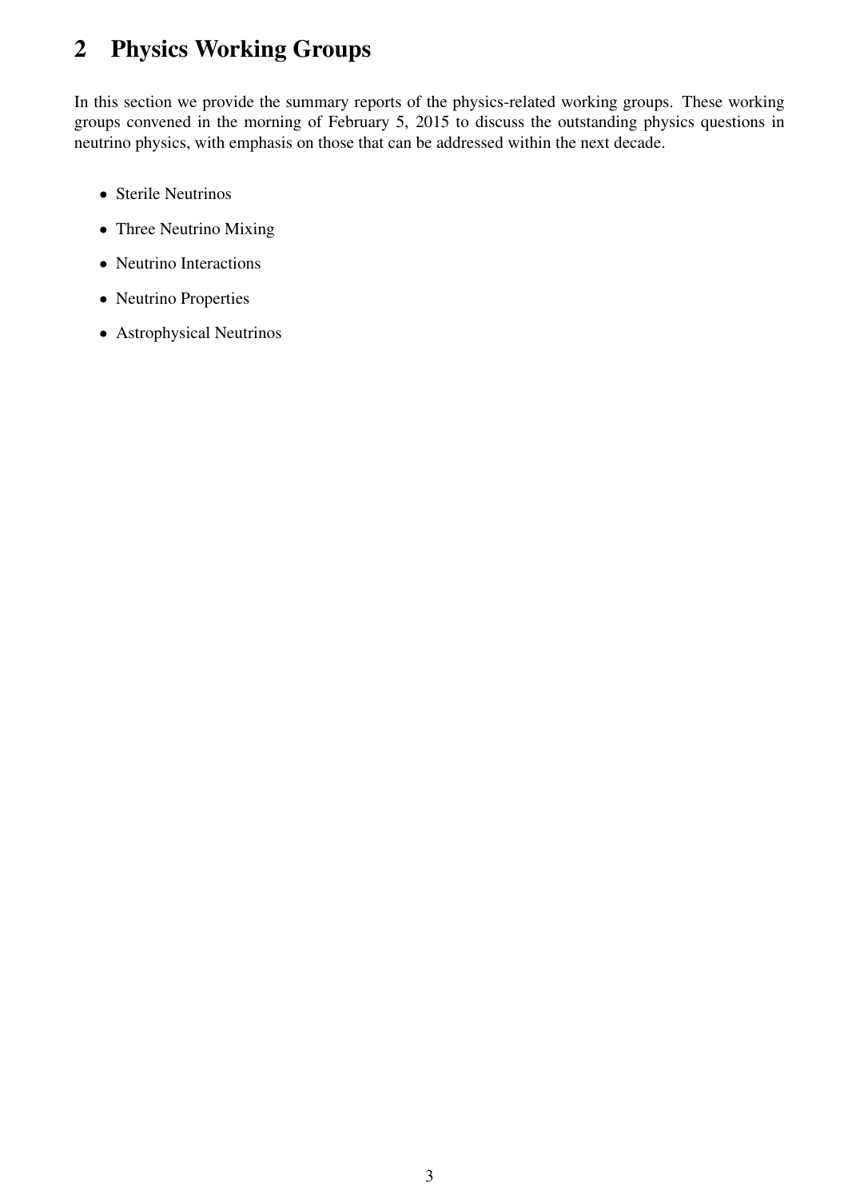# 2 Physics Working Groups

In this section we provide the summary reports of the physics-related working groups. These working groups convened in the morning of February 5, 2015 to discuss the outstanding physics questions in neutrino physics, with emphasis on those that can be addressed within the next decade.

- Sterile Neutrinos
- Three Neutrino Mixing
- Neutrino Interactions
- Neutrino Properties
- Astrophysical Neutrinos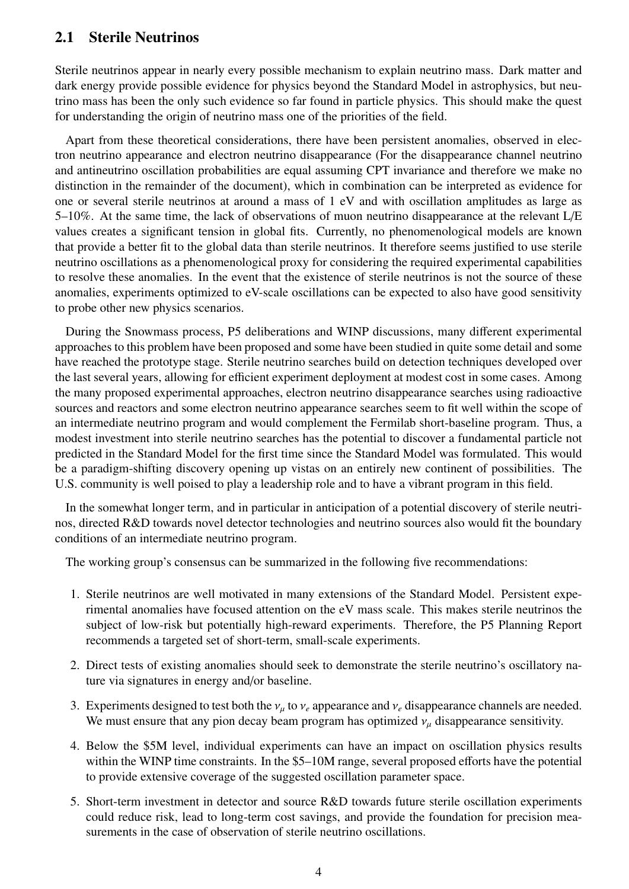## 2.1 Sterile Neutrinos

Sterile neutrinos appear in nearly every possible mechanism to explain neutrino mass. Dark matter and dark energy provide possible evidence for physics beyond the Standard Model in astrophysics, but neutrino mass has been the only such evidence so far found in particle physics. This should make the quest for understanding the origin of neutrino mass one of the priorities of the field.

Apart from these theoretical considerations, there have been persistent anomalies, observed in electron neutrino appearance and electron neutrino disappearance (For the disappearance channel neutrino and antineutrino oscillation probabilities are equal assuming CPT invariance and therefore we make no distinction in the remainder of the document), which in combination can be interpreted as evidence for one or several sterile neutrinos at around a mass of 1 eV and with oscillation amplitudes as large as 5–10%. At the same time, the lack of observations of muon neutrino disappearance at the relevant L/E values creates a significant tension in global fits. Currently, no phenomenological models are known that provide a better fit to the global data than sterile neutrinos. It therefore seems justified to use sterile neutrino oscillations as a phenomenological proxy for considering the required experimental capabilities to resolve these anomalies. In the event that the existence of sterile neutrinos is not the source of these anomalies, experiments optimized to eV-scale oscillations can be expected to also have good sensitivity to probe other new physics scenarios.

During the Snowmass process, P5 deliberations and WINP discussions, many different experimental approaches to this problem have been proposed and some have been studied in quite some detail and some have reached the prototype stage. Sterile neutrino searches build on detection techniques developed over the last several years, allowing for efficient experiment deployment at modest cost in some cases. Among the many proposed experimental approaches, electron neutrino disappearance searches using radioactive sources and reactors and some electron neutrino appearance searches seem to fit well within the scope of an intermediate neutrino program and would complement the Fermilab short-baseline program. Thus, a modest investment into sterile neutrino searches has the potential to discover a fundamental particle not predicted in the Standard Model for the first time since the Standard Model was formulated. This would be a paradigm-shifting discovery opening up vistas on an entirely new continent of possibilities. The U.S. community is well poised to play a leadership role and to have a vibrant program in this field.

In the somewhat longer term, and in particular in anticipation of a potential discovery of sterile neutrinos, directed R&D towards novel detector technologies and neutrino sources also would fit the boundary conditions of an intermediate neutrino program.

The working group's consensus can be summarized in the following five recommendations:

1. Sterile neutrinos are well motivated in many extensions of the Standard Model. Persistent experimental anomalies have focused attention on the eV mass scale. This makes sterile neutrinos the subject of low-risk but potentially high-reward experiments. Therefore, the P5 Planning Report recommends a targeted set of short-term, small-scale experiments.
2. Direct tests of existing anomalies should seek to demonstrate the sterile neutrino's oscillatory nature via signatures in energy and/or baseline.
3. Experiments designed to test both the $\nu_\mu$ to $\nu_e$ appearance and $\nu_e$ disappearance channels are needed. We must ensure that any pion decay beam program has optimized $\nu_\mu$ disappearance sensitivity.
4. Below the \$5M level, individual experiments can have an impact on oscillation physics results within the WINP time constraints. In the \$5–10M range, several proposed efforts have the potential to provide extensive coverage of the suggested oscillation parameter space.
5. Short-term investment in detector and source R&D towards future sterile oscillation experiments could reduce risk, lead to long-term cost savings, and provide the foundation for precision measurements in the case of observation of sterile neutrino oscillations.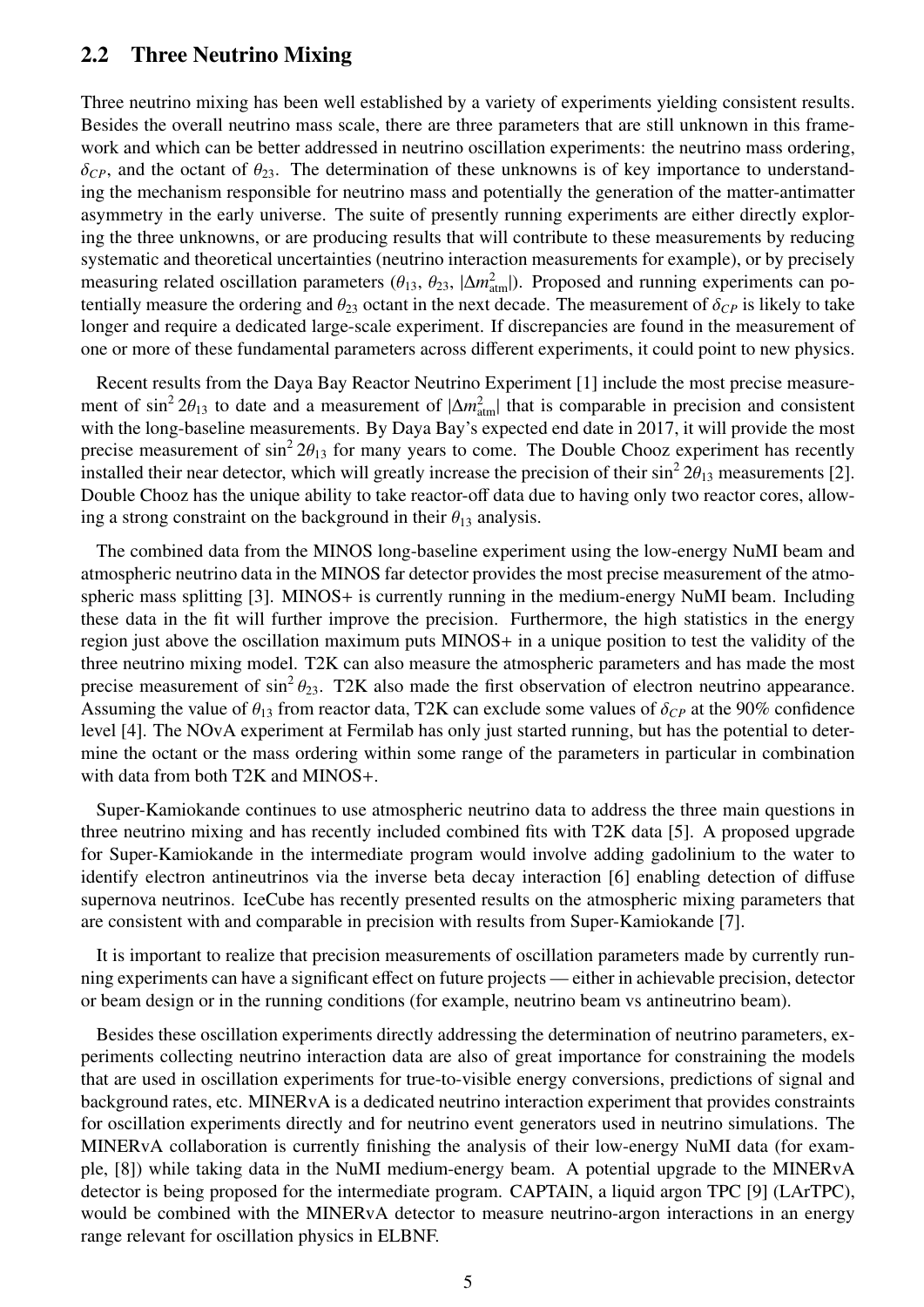## 2.2 Three Neutrino Mixing

Three neutrino mixing has been well established by a variety of experiments yielding consistent results. Besides the overall neutrino mass scale, there are three parameters that are still unknown in this framework and which can be better addressed in neutrino oscillation experiments: the neutrino mass ordering, $\delta_{CP}$, and the octant of $\theta_{23}$. The determination of these unknowns is of key importance to understanding the mechanism responsible for neutrino mass and potentially the generation of the matter-antimatter asymmetry in the early universe. The suite of presently running experiments are either directly exploring the three unknowns, or are producing results that will contribute to these measurements by reducing systematic and theoretical uncertainties (neutrino interaction measurements for example), or by precisely measuring related oscillation parameters ($\theta_{13}$, $\theta_{23}$, $|\Delta m^2_{\text{atm}}|$). Proposed and running experiments can potentially measure the ordering and $\theta_{23}$ octant in the next decade. The measurement of $\delta_{CP}$ is likely to take longer and require a dedicated large-scale experiment. If discrepancies are found in the measurement of one or more of these fundamental parameters across different experiments, it could point to new physics.

Recent results from the Daya Bay Reactor Neutrino Experiment [1] include the most precise measurement of $\sin^2 2\theta_{13}$ to date and a measurement of $|\Delta m^2_{\text{atm}}|$ that is comparable in precision and consistent with the long-baseline measurements. By Daya Bay's expected end date in 2017, it will provide the most precise measurement of $\sin^2 2\theta_{13}$ for many years to come. The Double Chooz experiment has recently installed their near detector, which will greatly increase the precision of their $\sin^2 2\theta_{13}$ measurements [2]. Double Chooz has the unique ability to take reactor-off data due to having only two reactor cores, allowing a strong constraint on the background in their $\theta_{13}$ analysis.

The combined data from the MINOS long-baseline experiment using the low-energy NuMI beam and atmospheric neutrino data in the MINOS far detector provides the most precise measurement of the atmospheric mass splitting [3]. MINOS+ is currently running in the medium-energy NuMI beam. Including these data in the fit will further improve the precision. Furthermore, the high statistics in the energy region just above the oscillation maximum puts MINOS+ in a unique position to test the validity of the three neutrino mixing model. T2K can also measure the atmospheric parameters and has made the most precise measurement of $\sin^2 \theta_{23}$. T2K also made the first observation of electron neutrino appearance. Assuming the value of $\theta_{13}$ from reactor data, T2K can exclude some values of $\delta_{CP}$ at the 90% confidence level [4]. The NOvA experiment at Fermilab has only just started running, but has the potential to determine the octant or the mass ordering within some range of the parameters in particular in combination with data from both T2K and MINOS+.

Super-Kamiokande continues to use atmospheric neutrino data to address the three main questions in three neutrino mixing and has recently included combined fits with T2K data [5]. A proposed upgrade for Super-Kamiokande in the intermediate program would involve adding gadolinium to the water to identify electron antineutrinos via the inverse beta decay interaction [6] enabling detection of diffuse supernova neutrinos. IceCube has recently presented results on the atmospheric mixing parameters that are consistent with and comparable in precision with results from Super-Kamiokande [7].

It is important to realize that precision measurements of oscillation parameters made by currently running experiments can have a significant effect on future projects — either in achievable precision, detector or beam design or in the running conditions (for example, neutrino beam vs antineutrino beam).

Besides these oscillation experiments directly addressing the determination of neutrino parameters, experiments collecting neutrino interaction data are also of great importance for constraining the models that are used in oscillation experiments for true-to-visible energy conversions, predictions of signal and background rates, etc. MINERvA is a dedicated neutrino interaction experiment that provides constraints for oscillation experiments directly and for neutrino event generators used in neutrino simulations. The MINERvA collaboration is currently finishing the analysis of their low-energy NuMI data (for example, [8]) while taking data in the NuMI medium-energy beam. A potential upgrade to the MINERvA detector is being proposed for the intermediate program. CAPTAIN, a liquid argon TPC [9] (LArTPC), would be combined with the MINERvA detector to measure neutrino-argon interactions in an energy range relevant for oscillation physics in ELBNF.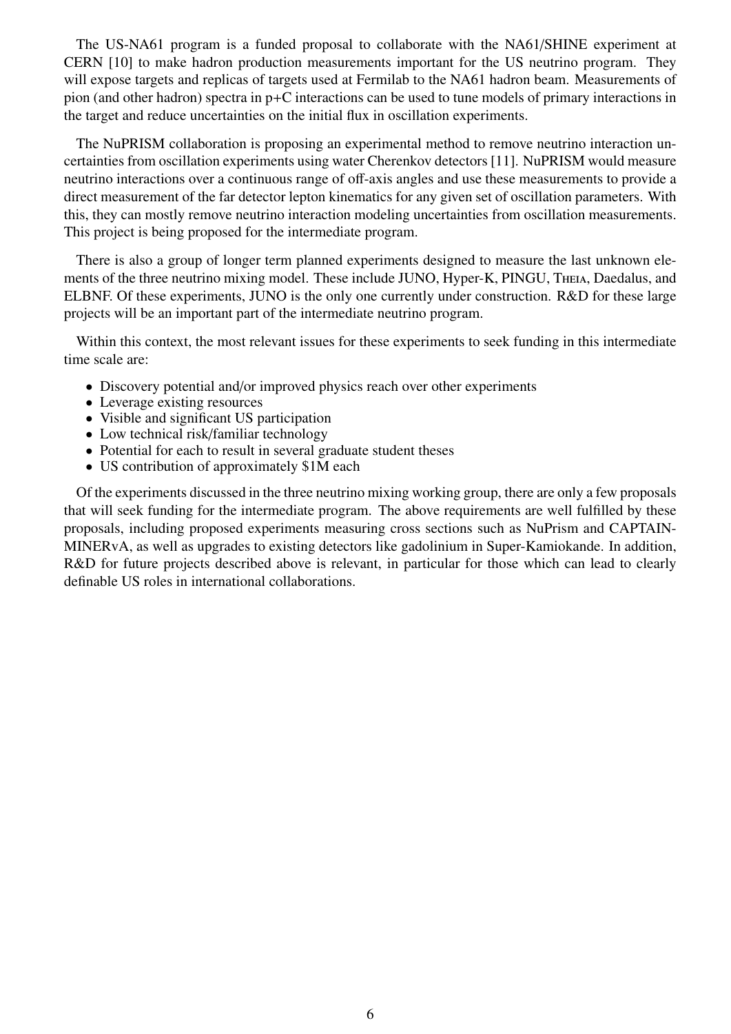The US-NA61 program is a funded proposal to collaborate with the NA61/SHINE experiment at CERN [10] to make hadron production measurements important for the US neutrino program. They will expose targets and replicas of targets used at Fermilab to the NA61 hadron beam. Measurements of pion (and other hadron) spectra in p+C interactions can be used to tune models of primary interactions in the target and reduce uncertainties on the initial flux in oscillation experiments.

The NuPRISM collaboration is proposing an experimental method to remove neutrino interaction uncertainties from oscillation experiments using water Cherenkov detectors [11]. NuPRISM would measure neutrino interactions over a continuous range of off-axis angles and use these measurements to provide a direct measurement of the far detector lepton kinematics for any given set of oscillation parameters. With this, they can mostly remove neutrino interaction modeling uncertainties from oscillation measurements. This project is being proposed for the intermediate program.

There is also a group of longer term planned experiments designed to measure the last unknown elements of the three neutrino mixing model. These include JUNO, Hyper-K, PINGU, Theia, Daedalus, and ELBNF. Of these experiments, JUNO is the only one currently under construction. R&D for these large projects will be an important part of the intermediate neutrino program.

Within this context, the most relevant issues for these experiments to seek funding in this intermediate time scale are:

- Discovery potential and/or improved physics reach over other experiments
- Leverage existing resources
- Visible and significant US participation
- Low technical risk/familiar technology
- Potential for each to result in several graduate student theses
- US contribution of approximately $1M each

Of the experiments discussed in the three neutrino mixing working group, there are only a few proposals that will seek funding for the intermediate program. The above requirements are well fulfilled by these proposals, including proposed experiments measuring cross sections such as NuPrism and CAPTAIN-MINERvA, as well as upgrades to existing detectors like gadolinium in Super-Kamiokande. In addition, R&D for future projects described above is relevant, in particular for those which can lead to clearly definable US roles in international collaborations.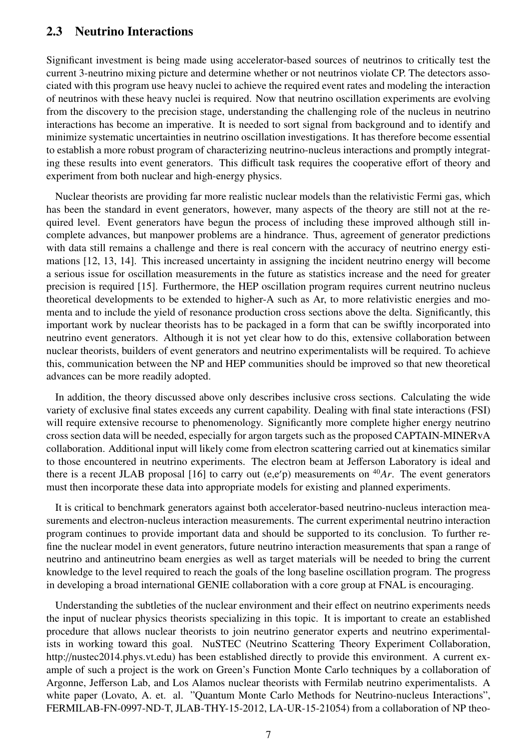## 2.3 Neutrino Interactions

Significant investment is being made using accelerator-based sources of neutrinos to critically test the current 3-neutrino mixing picture and determine whether or not neutrinos violate CP. The detectors associated with this program use heavy nuclei to achieve the required event rates and modeling the interaction of neutrinos with these heavy nuclei is required. Now that neutrino oscillation experiments are evolving from the discovery to the precision stage, understanding the challenging role of the nucleus in neutrino interactions has become an imperative. It is needed to sort signal from background and to identify and minimize systematic uncertainties in neutrino oscillation investigations. It has therefore become essential to establish a more robust program of characterizing neutrino-nucleus interactions and promptly integrating these results into event generators. This difficult task requires the cooperative effort of theory and experiment from both nuclear and high-energy physics.

Nuclear theorists are providing far more realistic nuclear models than the relativistic Fermi gas, which has been the standard in event generators, however, many aspects of the theory are still not at the required level. Event generators have begun the process of including these improved although still incomplete advances, but manpower problems are a hindrance. Thus, agreement of generator predictions with data still remains a challenge and there is real concern with the accuracy of neutrino energy estimations [12, 13, 14]. This increased uncertainty in assigning the incident neutrino energy will become a serious issue for oscillation measurements in the future as statistics increase and the need for greater precision is required [15]. Furthermore, the HEP oscillation program requires current neutrino nucleus theoretical developments to be extended to higher-A such as Ar, to more relativistic energies and momenta and to include the yield of resonance production cross sections above the delta. Significantly, this important work by nuclear theorists has to be packaged in a form that can be swiftly incorporated into neutrino event generators. Although it is not yet clear how to do this, extensive collaboration between nuclear theorists, builders of event generators and neutrino experimentalists will be required. To achieve this, communication between the NP and HEP communities should be improved so that new theoretical advances can be more readily adopted.

In addition, the theory discussed above only describes inclusive cross sections. Calculating the wide variety of exclusive final states exceeds any current capability. Dealing with final state interactions (FSI) will require extensive recourse to phenomenology. Significantly more complete higher energy neutrino cross section data will be needed, especially for argon targets such as the proposed CAPTAIN-MINERvA collaboration. Additional input will likely come from electron scattering carried out at kinematics similar to those encountered in neutrino experiments. The electron beam at Jefferson Laboratory is ideal and there is a recent JLAB proposal [16] to carry out (e,e′p) measurements on $^{40}Ar$. The event generators must then incorporate these data into appropriate models for existing and planned experiments.

It is critical to benchmark generators against both accelerator-based neutrino-nucleus interaction measurements and electron-nucleus interaction measurements. The current experimental neutrino interaction program continues to provide important data and should be supported to its conclusion. To further refine the nuclear model in event generators, future neutrino interaction measurements that span a range of neutrino and antineutrino beam energies as well as target materials will be needed to bring the current knowledge to the level required to reach the goals of the long baseline oscillation program. The progress in developing a broad international GENIE collaboration with a core group at FNAL is encouraging.

Understanding the subtleties of the nuclear environment and their effect on neutrino experiments needs the input of nuclear physics theorists specializing in this topic. It is important to create an established procedure that allows nuclear theorists to join neutrino generator experts and neutrino experimentalists in working toward this goal. NuSTEC (Neutrino Scattering Theory Experiment Collaboration, http://nustec2014.phys.vt.edu) has been established directly to provide this environment. A current example of such a project is the work on Green's Function Monte Carlo techniques by a collaboration of Argonne, Jefferson Lab, and Los Alamos nuclear theorists with Fermilab neutrino experimentalists. A white paper (Lovato, A. et. al. "Quantum Monte Carlo Methods for Neutrino-nucleus Interactions", FERMILAB-FN-0997-ND-T, JLAB-THY-15-2012, LA-UR-15-21054) from a collaboration of NP theo-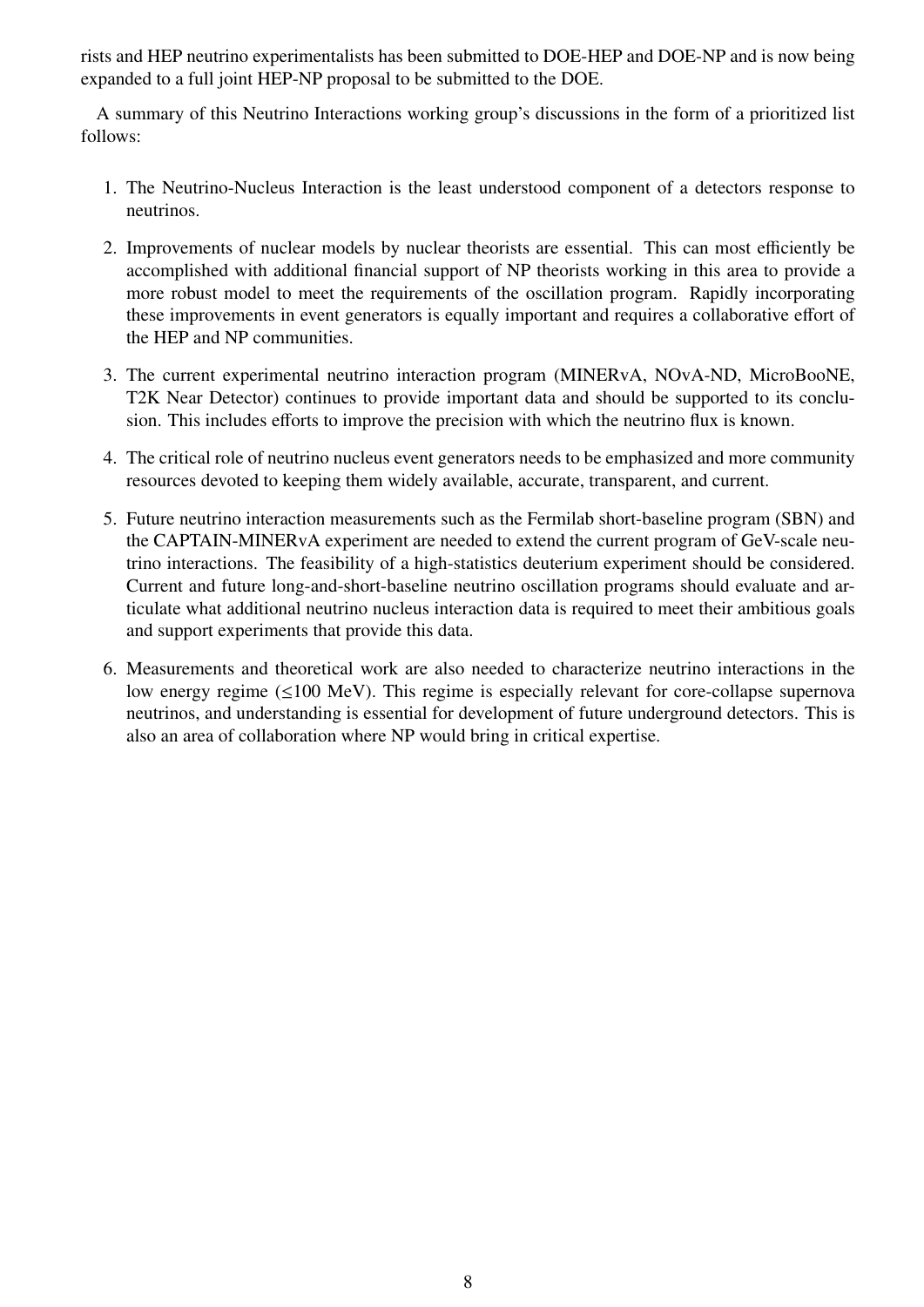rists and HEP neutrino experimentalists has been submitted to DOE-HEP and DOE-NP and is now being expanded to a full joint HEP-NP proposal to be submitted to the DOE.

A summary of this Neutrino Interactions working group's discussions in the form of a prioritized list follows:

1. The Neutrino-Nucleus Interaction is the least understood component of a detectors response to neutrinos.

2. Improvements of nuclear models by nuclear theorists are essential. This can most efficiently be accomplished with additional financial support of NP theorists working in this area to provide a more robust model to meet the requirements of the oscillation program. Rapidly incorporating these improvements in event generators is equally important and requires a collaborative effort of the HEP and NP communities.

3. The current experimental neutrino interaction program (MINERvA, NOvA-ND, MicroBooNE, T2K Near Detector) continues to provide important data and should be supported to its conclusion. This includes efforts to improve the precision with which the neutrino flux is known.

4. The critical role of neutrino nucleus event generators needs to be emphasized and more community resources devoted to keeping them widely available, accurate, transparent, and current.

5. Future neutrino interaction measurements such as the Fermilab short-baseline program (SBN) and the CAPTAIN-MINERvA experiment are needed to extend the current program of GeV-scale neutrino interactions. The feasibility of a high-statistics deuterium experiment should be considered. Current and future long-and-short-baseline neutrino oscillation programs should evaluate and articulate what additional neutrino nucleus interaction data is required to meet their ambitious goals and support experiments that provide this data.

6. Measurements and theoretical work are also needed to characterize neutrino interactions in the low energy regime ($\leq$100 MeV). This regime is especially relevant for core-collapse supernova neutrinos, and understanding is essential for development of future underground detectors. This is also an area of collaboration where NP would bring in critical expertise.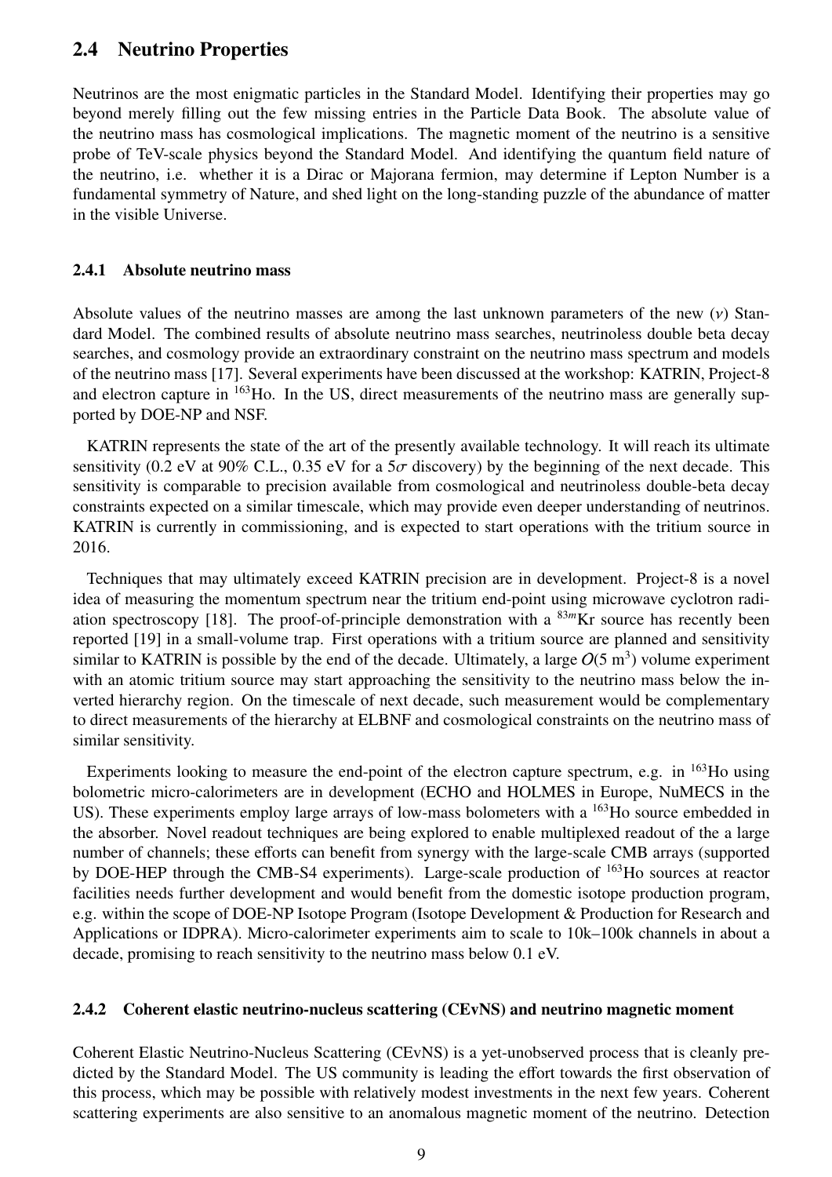## 2.4 Neutrino Properties

Neutrinos are the most enigmatic particles in the Standard Model. Identifying their properties may go beyond merely filling out the few missing entries in the Particle Data Book. The absolute value of the neutrino mass has cosmological implications. The magnetic moment of the neutrino is a sensitive probe of TeV-scale physics beyond the Standard Model. And identifying the quantum field nature of the neutrino, i.e. whether it is a Dirac or Majorana fermion, may determine if Lepton Number is a fundamental symmetry of Nature, and shed light on the long-standing puzzle of the abundance of matter in the visible Universe.

### 2.4.1 Absolute neutrino mass

Absolute values of the neutrino masses are among the last unknown parameters of the new ($\nu$) Standard Model. The combined results of absolute neutrino mass searches, neutrinoless double beta decay searches, and cosmology provide an extraordinary constraint on the neutrino mass spectrum and models of the neutrino mass [17]. Several experiments have been discussed at the workshop: KATRIN, Project-8 and electron capture in $^{163}$Ho. In the US, direct measurements of the neutrino mass are generally supported by DOE-NP and NSF.

KATRIN represents the state of the art of the presently available technology. It will reach its ultimate sensitivity (0.2 eV at 90% C.L., 0.35 eV for a $5\sigma$ discovery) by the beginning of the next decade. This sensitivity is comparable to precision available from cosmological and neutrinoless double-beta decay constraints expected on a similar timescale, which may provide even deeper understanding of neutrinos. KATRIN is currently in commissioning, and is expected to start operations with the tritium source in 2016.

Techniques that may ultimately exceed KATRIN precision are in development. Project-8 is a novel idea of measuring the momentum spectrum near the tritium end-point using microwave cyclotron radiation spectroscopy [18]. The proof-of-principle demonstration with a $^{83m}$Kr source has recently been reported [19] in a small-volume trap. First operations with a tritium source are planned and sensitivity similar to KATRIN is possible by the end of the decade. Ultimately, a large $O(5\text{ m}^3)$ volume experiment with an atomic tritium source may start approaching the sensitivity to the neutrino mass below the inverted hierarchy region. On the timescale of next decade, such measurement would be complementary to direct measurements of the hierarchy at ELBNF and cosmological constraints on the neutrino mass of similar sensitivity.

Experiments looking to measure the end-point of the electron capture spectrum, e.g. in $^{163}$Ho using bolometric micro-calorimeters are in development (ECHO and HOLMES in Europe, NuMECS in the US). These experiments employ large arrays of low-mass bolometers with a $^{163}$Ho source embedded in the absorber. Novel readout techniques are being explored to enable multiplexed readout of the a large number of channels; these efforts can benefit from synergy with the large-scale CMB arrays (supported by DOE-HEP through the CMB-S4 experiments). Large-scale production of $^{163}$Ho sources at reactor facilities needs further development and would benefit from the domestic isotope production program, e.g. within the scope of DOE-NP Isotope Program (Isotope Development & Production for Research and Applications or IDPRA). Micro-calorimeter experiments aim to scale to 10k–100k channels in about a decade, promising to reach sensitivity to the neutrino mass below 0.1 eV.

### 2.4.2 Coherent elastic neutrino-nucleus scattering (CEvNS) and neutrino magnetic moment

Coherent Elastic Neutrino-Nucleus Scattering (CEvNS) is a yet-unobserved process that is cleanly predicted by the Standard Model. The US community is leading the effort towards the first observation of this process, which may be possible with relatively modest investments in the next few years. Coherent scattering experiments are also sensitive to an anomalous magnetic moment of the neutrino. Detection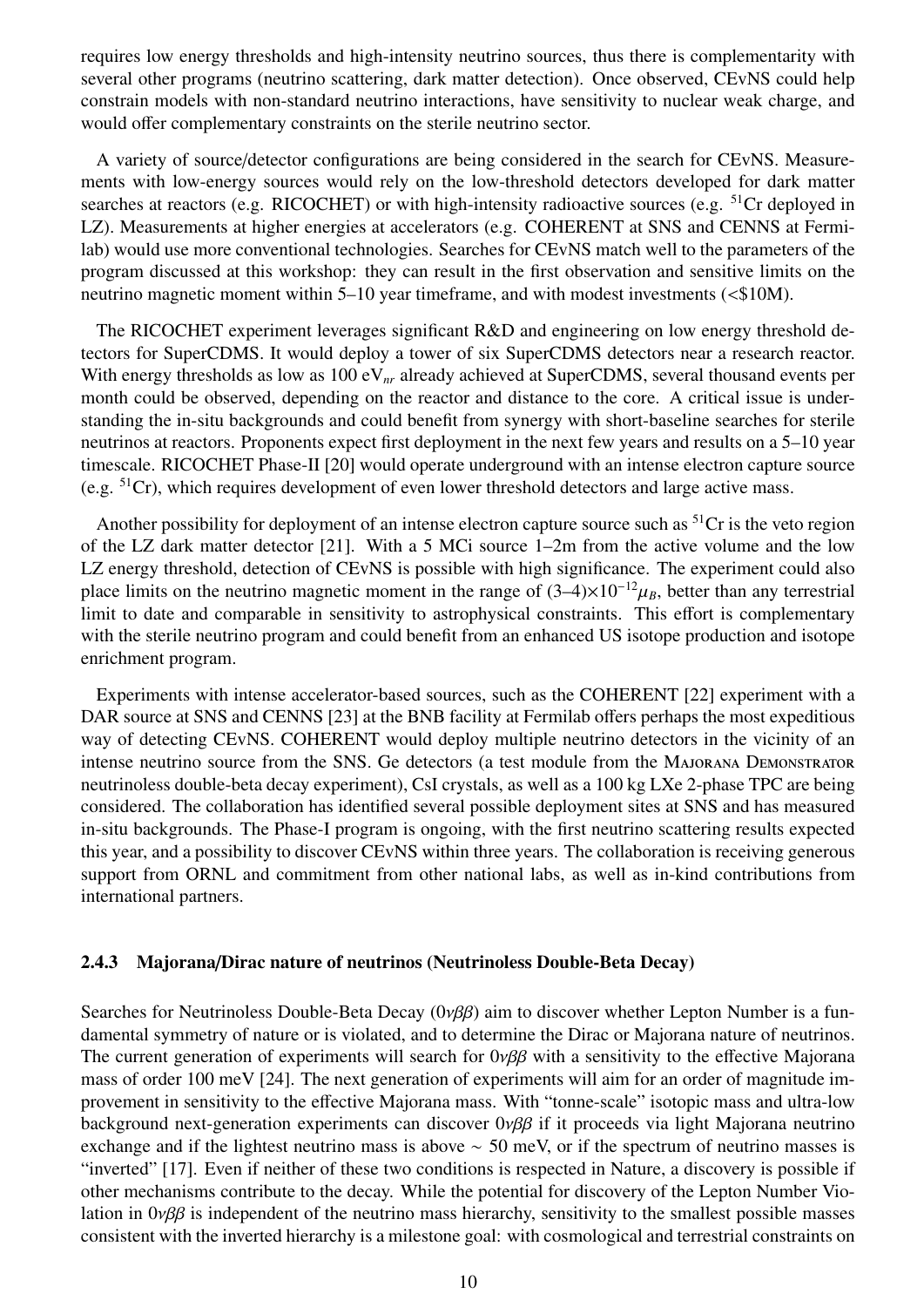requires low energy thresholds and high-intensity neutrino sources, thus there is complementarity with several other programs (neutrino scattering, dark matter detection). Once observed, CEvNS could help constrain models with non-standard neutrino interactions, have sensitivity to nuclear weak charge, and would offer complementary constraints on the sterile neutrino sector.

A variety of source/detector configurations are being considered in the search for CEvNS. Measurements with low-energy sources would rely on the low-threshold detectors developed for dark matter searches at reactors (e.g. RICOCHET) or with high-intensity radioactive sources (e.g. $^{51}$Cr deployed in LZ). Measurements at higher energies at accelerators (e.g. COHERENT at SNS and CENNS at Fermilab) would use more conventional technologies. Searches for CEvNS match well to the parameters of the program discussed at this workshop: they can result in the first observation and sensitive limits on the neutrino magnetic moment within 5–10 year timeframe, and with modest investments (<$10M).

The RICOCHET experiment leverages significant R&D and engineering on low energy threshold detectors for SuperCDMS. It would deploy a tower of six SuperCDMS detectors near a research reactor. With energy thresholds as low as 100 eV$_{nr}$ already achieved at SuperCDMS, several thousand events per month could be observed, depending on the reactor and distance to the core. A critical issue is understanding the in-situ backgrounds and could benefit from synergy with short-baseline searches for sterile neutrinos at reactors. Proponents expect first deployment in the next few years and results on a 5–10 year timescale. RICOCHET Phase-II [20] would operate underground with an intense electron capture source (e.g. $^{51}$Cr), which requires development of even lower threshold detectors and large active mass.

Another possibility for deployment of an intense electron capture source such as $^{51}$Cr is the veto region of the LZ dark matter detector [21]. With a 5 MCi source 1–2m from the active volume and the low LZ energy threshold, detection of CEvNS is possible with high significance. The experiment could also place limits on the neutrino magnetic moment in the range of $(3\text{–}4)\times10^{-12}\mu_B$, better than any terrestrial limit to date and comparable in sensitivity to astrophysical constraints. This effort is complementary with the sterile neutrino program and could benefit from an enhanced US isotope production and isotope enrichment program.

Experiments with intense accelerator-based sources, such as the COHERENT [22] experiment with a DAR source at SNS and CENNS [23] at the BNB facility at Fermilab offers perhaps the most expeditious way of detecting CEvNS. COHERENT would deploy multiple neutrino detectors in the vicinity of an intense neutrino source from the SNS. Ge detectors (a test module from the Majorana Demonstrator neutrinoless double-beta decay experiment), CsI crystals, as well as a 100 kg LXe 2-phase TPC are being considered. The collaboration has identified several possible deployment sites at SNS and has measured in-situ backgrounds. The Phase-I program is ongoing, with the first neutrino scattering results expected this year, and a possibility to discover CEvNS within three years. The collaboration is receiving generous support from ORNL and commitment from other national labs, as well as in-kind contributions from international partners.

### 2.4.3 Majorana/Dirac nature of neutrinos (Neutrinoless Double-Beta Decay)

Searches for Neutrinoless Double-Beta Decay ($0\nu\beta\beta$) aim to discover whether Lepton Number is a fundamental symmetry of nature or is violated, and to determine the Dirac or Majorana nature of neutrinos. The current generation of experiments will search for $0\nu\beta\beta$ with a sensitivity to the effective Majorana mass of order 100 meV [24]. The next generation of experiments will aim for an order of magnitude improvement in sensitivity to the effective Majorana mass. With "tonne-scale" isotopic mass and ultra-low background next-generation experiments can discover $0\nu\beta\beta$ if it proceeds via light Majorana neutrino exchange and if the lightest neutrino mass is above $\sim$ 50 meV, or if the spectrum of neutrino masses is "inverted" [17]. Even if neither of these two conditions is respected in Nature, a discovery is possible if other mechanisms contribute to the decay. While the potential for discovery of the Lepton Number Violation in $0\nu\beta\beta$ is independent of the neutrino mass hierarchy, sensitivity to the smallest possible masses consistent with the inverted hierarchy is a milestone goal: with cosmological and terrestrial constraints on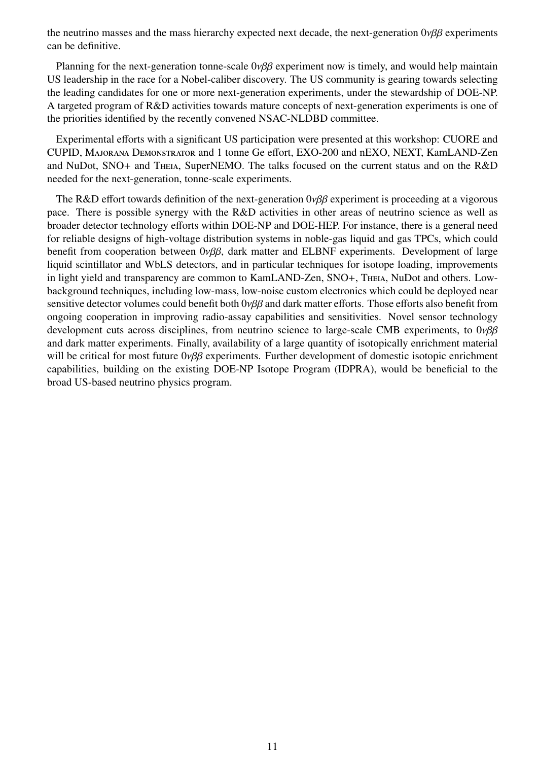the neutrino masses and the mass hierarchy expected next decade, the next-generation $0\nu\beta\beta$ experiments can be definitive.

Planning for the next-generation tonne-scale $0\nu\beta\beta$ experiment now is timely, and would help maintain US leadership in the race for a Nobel-caliber discovery. The US community is gearing towards selecting the leading candidates for one or more next-generation experiments, under the stewardship of DOE-NP. A targeted program of R&D activities towards mature concepts of next-generation experiments is one of the priorities identified by the recently convened NSAC-NLDBD committee.

Experimental efforts with a significant US participation were presented at this workshop: CUORE and CUPID, Majorana Demonstrator and 1 tonne Ge effort, EXO-200 and nEXO, NEXT, KamLAND-Zen and NuDot, SNO+ and Theia, SuperNEMO. The talks focused on the current status and on the R&D needed for the next-generation, tonne-scale experiments.

The R&D effort towards definition of the next-generation $0\nu\beta\beta$ experiment is proceeding at a vigorous pace. There is possible synergy with the R&D activities in other areas of neutrino science as well as broader detector technology efforts within DOE-NP and DOE-HEP. For instance, there is a general need for reliable designs of high-voltage distribution systems in noble-gas liquid and gas TPCs, which could benefit from cooperation between $0\nu\beta\beta$, dark matter and ELBNF experiments. Development of large liquid scintillator and WbLS detectors, and in particular techniques for isotope loading, improvements in light yield and transparency are common to KamLAND-Zen, SNO+, Theia, NuDot and others. Low-background techniques, including low-mass, low-noise custom electronics which could be deployed near sensitive detector volumes could benefit both $0\nu\beta\beta$ and dark matter efforts. Those efforts also benefit from ongoing cooperation in improving radio-assay capabilities and sensitivities. Novel sensor technology development cuts across disciplines, from neutrino science to large-scale CMB experiments, to $0\nu\beta\beta$ and dark matter experiments. Finally, availability of a large quantity of isotopically enrichment material will be critical for most future $0\nu\beta\beta$ experiments. Further development of domestic isotopic enrichment capabilities, building on the existing DOE-NP Isotope Program (IDPRA), would be beneficial to the broad US-based neutrino physics program.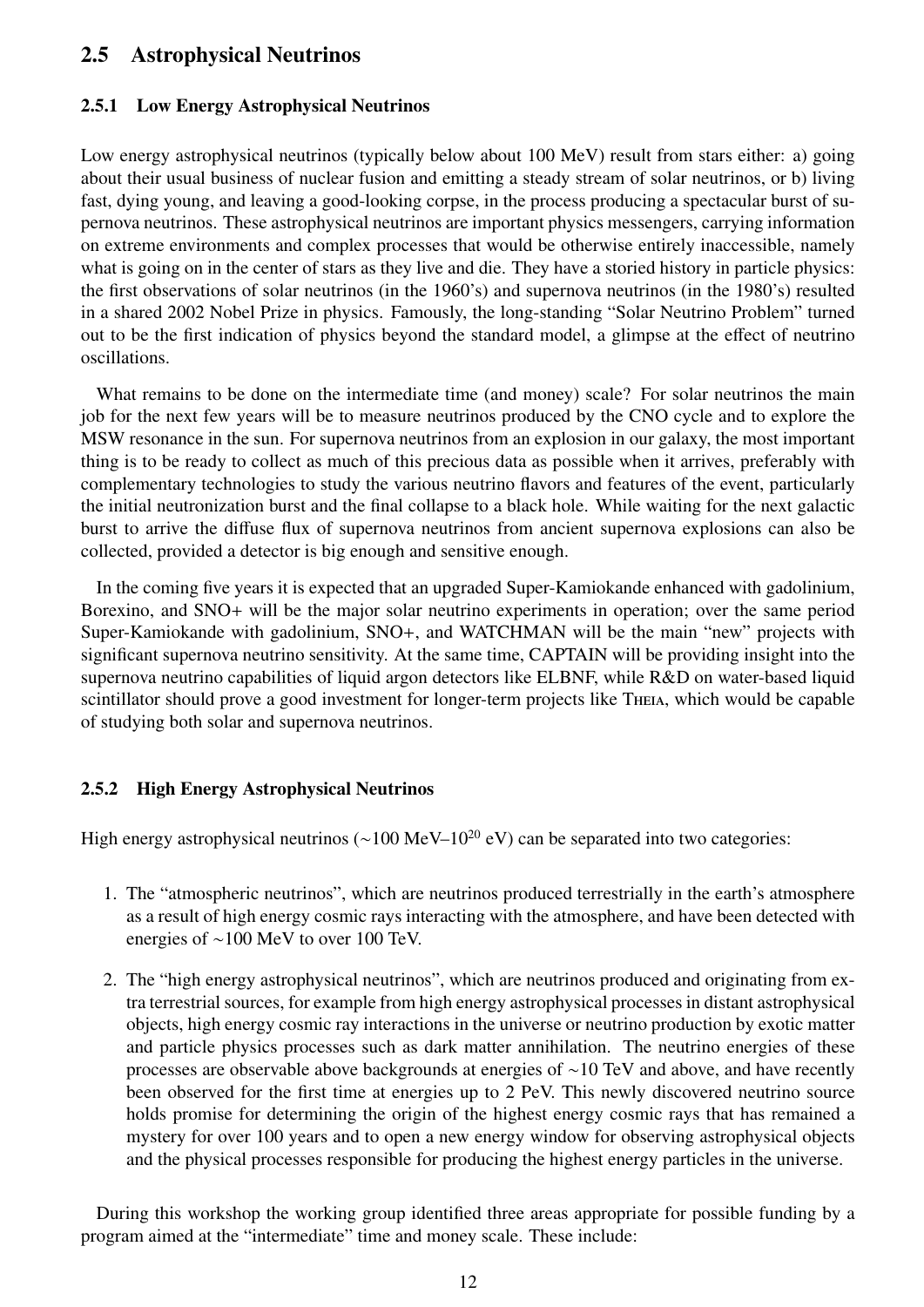## 2.5 Astrophysical Neutrinos

### 2.5.1 Low Energy Astrophysical Neutrinos

Low energy astrophysical neutrinos (typically below about 100 MeV) result from stars either: a) going about their usual business of nuclear fusion and emitting a steady stream of solar neutrinos, or b) living fast, dying young, and leaving a good-looking corpse, in the process producing a spectacular burst of supernova neutrinos. These astrophysical neutrinos are important physics messengers, carrying information on extreme environments and complex processes that would be otherwise entirely inaccessible, namely what is going on in the center of stars as they live and die. They have a storied history in particle physics: the first observations of solar neutrinos (in the 1960's) and supernova neutrinos (in the 1980's) resulted in a shared 2002 Nobel Prize in physics. Famously, the long-standing "Solar Neutrino Problem" turned out to be the first indication of physics beyond the standard model, a glimpse at the effect of neutrino oscillations.

What remains to be done on the intermediate time (and money) scale? For solar neutrinos the main job for the next few years will be to measure neutrinos produced by the CNO cycle and to explore the MSW resonance in the sun. For supernova neutrinos from an explosion in our galaxy, the most important thing is to be ready to collect as much of this precious data as possible when it arrives, preferably with complementary technologies to study the various neutrino flavors and features of the event, particularly the initial neutronization burst and the final collapse to a black hole. While waiting for the next galactic burst to arrive the diffuse flux of supernova neutrinos from ancient supernova explosions can also be collected, provided a detector is big enough and sensitive enough.

In the coming five years it is expected that an upgraded Super-Kamiokande enhanced with gadolinium, Borexino, and SNO+ will be the major solar neutrino experiments in operation; over the same period Super-Kamiokande with gadolinium, SNO+, and WATCHMAN will be the main "new" projects with significant supernova neutrino sensitivity. At the same time, CAPTAIN will be providing insight into the supernova neutrino capabilities of liquid argon detectors like ELBNF, while R&D on water-based liquid scintillator should prove a good investment for longer-term projects like THEIA, which would be capable of studying both solar and supernova neutrinos.

### 2.5.2 High Energy Astrophysical Neutrinos

High energy astrophysical neutrinos ($\sim$100 MeV–$10^{20}$ eV) can be separated into two categories:

1. The "atmospheric neutrinos", which are neutrinos produced terrestrially in the earth's atmosphere as a result of high energy cosmic rays interacting with the atmosphere, and have been detected with energies of $\sim$100 MeV to over 100 TeV.
2. The "high energy astrophysical neutrinos", which are neutrinos produced and originating from extra terrestrial sources, for example from high energy astrophysical processes in distant astrophysical objects, high energy cosmic ray interactions in the universe or neutrino production by exotic matter and particle physics processes such as dark matter annihilation. The neutrino energies of these processes are observable above backgrounds at energies of $\sim$10 TeV and above, and have recently been observed for the first time at energies up to 2 PeV. This newly discovered neutrino source holds promise for determining the origin of the highest energy cosmic rays that has remained a mystery for over 100 years and to open a new energy window for observing astrophysical objects and the physical processes responsible for producing the highest energy particles in the universe.

During this workshop the working group identified three areas appropriate for possible funding by a program aimed at the "intermediate" time and money scale. These include: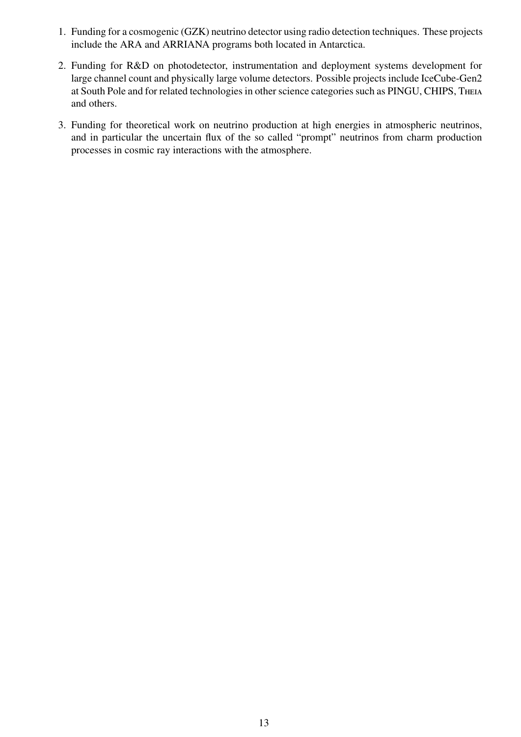1. Funding for a cosmogenic (GZK) neutrino detector using radio detection techniques. These projects include the ARA and ARRIANA programs both located in Antarctica.

2. Funding for R&D on photodetector, instrumentation and deployment systems development for large channel count and physically large volume detectors. Possible projects include IceCube-Gen2 at South Pole and for related technologies in other science categories such as PINGU, CHIPS, THEIA and others.

3. Funding for theoretical work on neutrino production at high energies in atmospheric neutrinos, and in particular the uncertain flux of the so called "prompt" neutrinos from charm production processes in cosmic ray interactions with the atmosphere.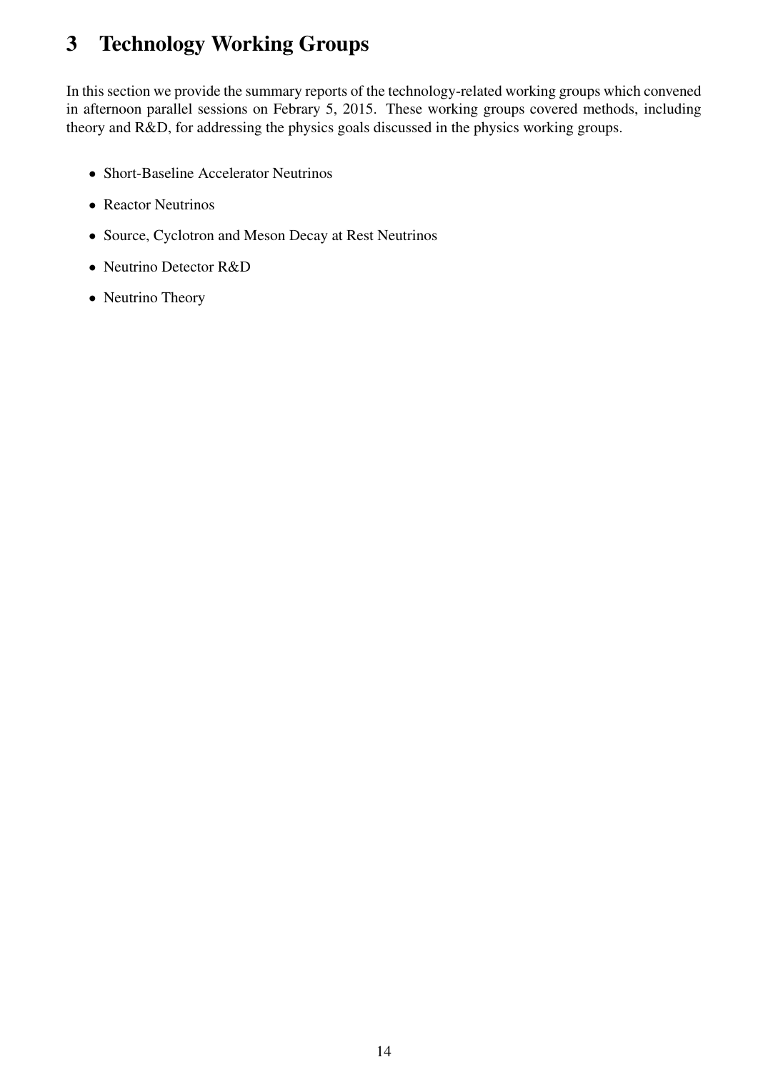# 3 Technology Working Groups

In this section we provide the summary reports of the technology-related working groups which convened in afternoon parallel sessions on Febrary 5, 2015. These working groups covered methods, including theory and R&D, for addressing the physics goals discussed in the physics working groups.

- Short-Baseline Accelerator Neutrinos
- Reactor Neutrinos
- Source, Cyclotron and Meson Decay at Rest Neutrinos
- Neutrino Detector R&D
- Neutrino Theory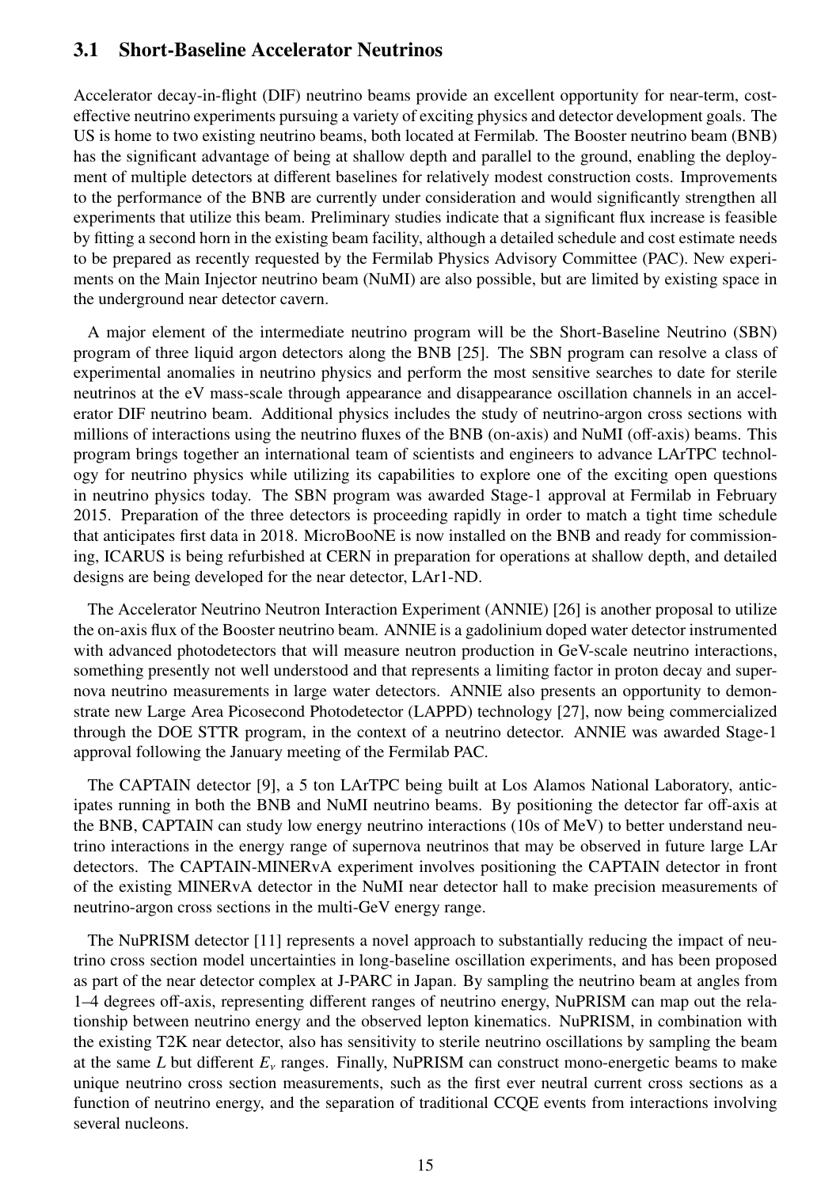### 3.1 Short-Baseline Accelerator Neutrinos

Accelerator decay-in-flight (DIF) neutrino beams provide an excellent opportunity for near-term, cost-effective neutrino experiments pursuing a variety of exciting physics and detector development goals. The US is home to two existing neutrino beams, both located at Fermilab. The Booster neutrino beam (BNB) has the significant advantage of being at shallow depth and parallel to the ground, enabling the deployment of multiple detectors at different baselines for relatively modest construction costs. Improvements to the performance of the BNB are currently under consideration and would significantly strengthen all experiments that utilize this beam. Preliminary studies indicate that a significant flux increase is feasible by fitting a second horn in the existing beam facility, although a detailed schedule and cost estimate needs to be prepared as recently requested by the Fermilab Physics Advisory Committee (PAC). New experiments on the Main Injector neutrino beam (NuMI) are also possible, but are limited by existing space in the underground near detector cavern.

A major element of the intermediate neutrino program will be the Short-Baseline Neutrino (SBN) program of three liquid argon detectors along the BNB [25]. The SBN program can resolve a class of experimental anomalies in neutrino physics and perform the most sensitive searches to date for sterile neutrinos at the eV mass-scale through appearance and disappearance oscillation channels in an accelerator DIF neutrino beam. Additional physics includes the study of neutrino-argon cross sections with millions of interactions using the neutrino fluxes of the BNB (on-axis) and NuMI (off-axis) beams. This program brings together an international team of scientists and engineers to advance LArTPC technology for neutrino physics while utilizing its capabilities to explore one of the exciting open questions in neutrino physics today. The SBN program was awarded Stage-1 approval at Fermilab in February 2015. Preparation of the three detectors is proceeding rapidly in order to match a tight time schedule that anticipates first data in 2018. MicroBooNE is now installed on the BNB and ready for commissioning, ICARUS is being refurbished at CERN in preparation for operations at shallow depth, and detailed designs are being developed for the near detector, LAr1-ND.

The Accelerator Neutrino Neutron Interaction Experiment (ANNIE) [26] is another proposal to utilize the on-axis flux of the Booster neutrino beam. ANNIE is a gadolinium doped water detector instrumented with advanced photodetectors that will measure neutron production in GeV-scale neutrino interactions, something presently not well understood and that represents a limiting factor in proton decay and supernova neutrino measurements in large water detectors. ANNIE also presents an opportunity to demonstrate new Large Area Picosecond Photodetector (LAPPD) technology [27], now being commercialized through the DOE STTR program, in the context of a neutrino detector. ANNIE was awarded Stage-1 approval following the January meeting of the Fermilab PAC.

The CAPTAIN detector [9], a 5 ton LArTPC being built at Los Alamos National Laboratory, anticipates running in both the BNB and NuMI neutrino beams. By positioning the detector far off-axis at the BNB, CAPTAIN can study low energy neutrino interactions (10s of MeV) to better understand neutrino interactions in the energy range of supernova neutrinos that may be observed in future large LAr detectors. The CAPTAIN-MINERvA experiment involves positioning the CAPTAIN detector in front of the existing MINERvA detector in the NuMI near detector hall to make precision measurements of neutrino-argon cross sections in the multi-GeV energy range.

The NuPRISM detector [11] represents a novel approach to substantially reducing the impact of neutrino cross section model uncertainties in long-baseline oscillation experiments, and has been proposed as part of the near detector complex at J-PARC in Japan. By sampling the neutrino beam at angles from 1–4 degrees off-axis, representing different ranges of neutrino energy, NuPRISM can map out the relationship between neutrino energy and the observed lepton kinematics. NuPRISM, in combination with the existing T2K near detector, also has sensitivity to sterile neutrino oscillations by sampling the beam at the same $L$ but different $E_\nu$ ranges. Finally, NuPRISM can construct mono-energetic beams to make unique neutrino cross section measurements, such as the first ever neutral current cross sections as a function of neutrino energy, and the separation of traditional CCQE events from interactions involving several nucleons.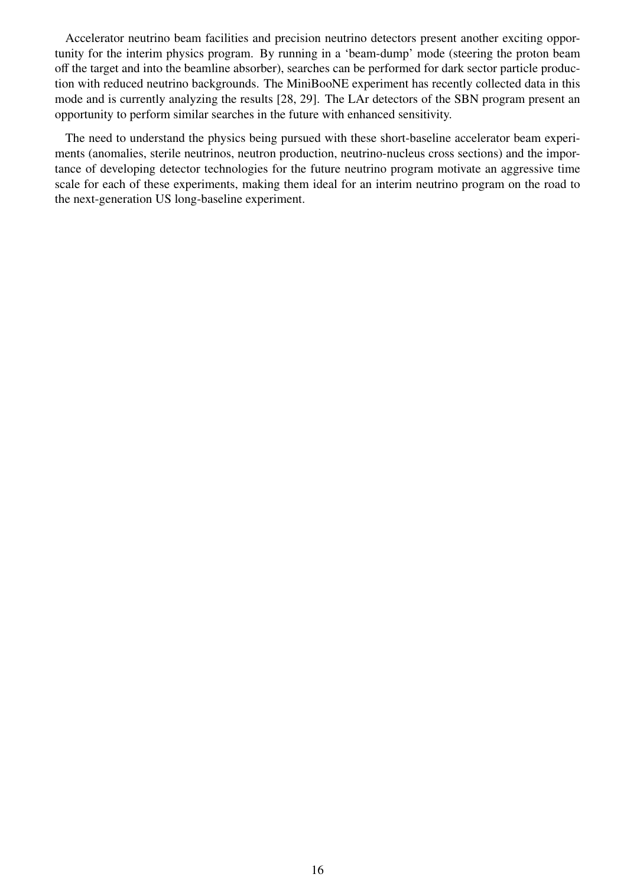Accelerator neutrino beam facilities and precision neutrino detectors present another exciting opportunity for the interim physics program. By running in a 'beam-dump' mode (steering the proton beam off the target and into the beamline absorber), searches can be performed for dark sector particle production with reduced neutrino backgrounds. The MiniBooNE experiment has recently collected data in this mode and is currently analyzing the results [28, 29]. The LAr detectors of the SBN program present an opportunity to perform similar searches in the future with enhanced sensitivity.

The need to understand the physics being pursued with these short-baseline accelerator beam experiments (anomalies, sterile neutrinos, neutron production, neutrino-nucleus cross sections) and the importance of developing detector technologies for the future neutrino program motivate an aggressive time scale for each of these experiments, making them ideal for an interim neutrino program on the road to the next-generation US long-baseline experiment.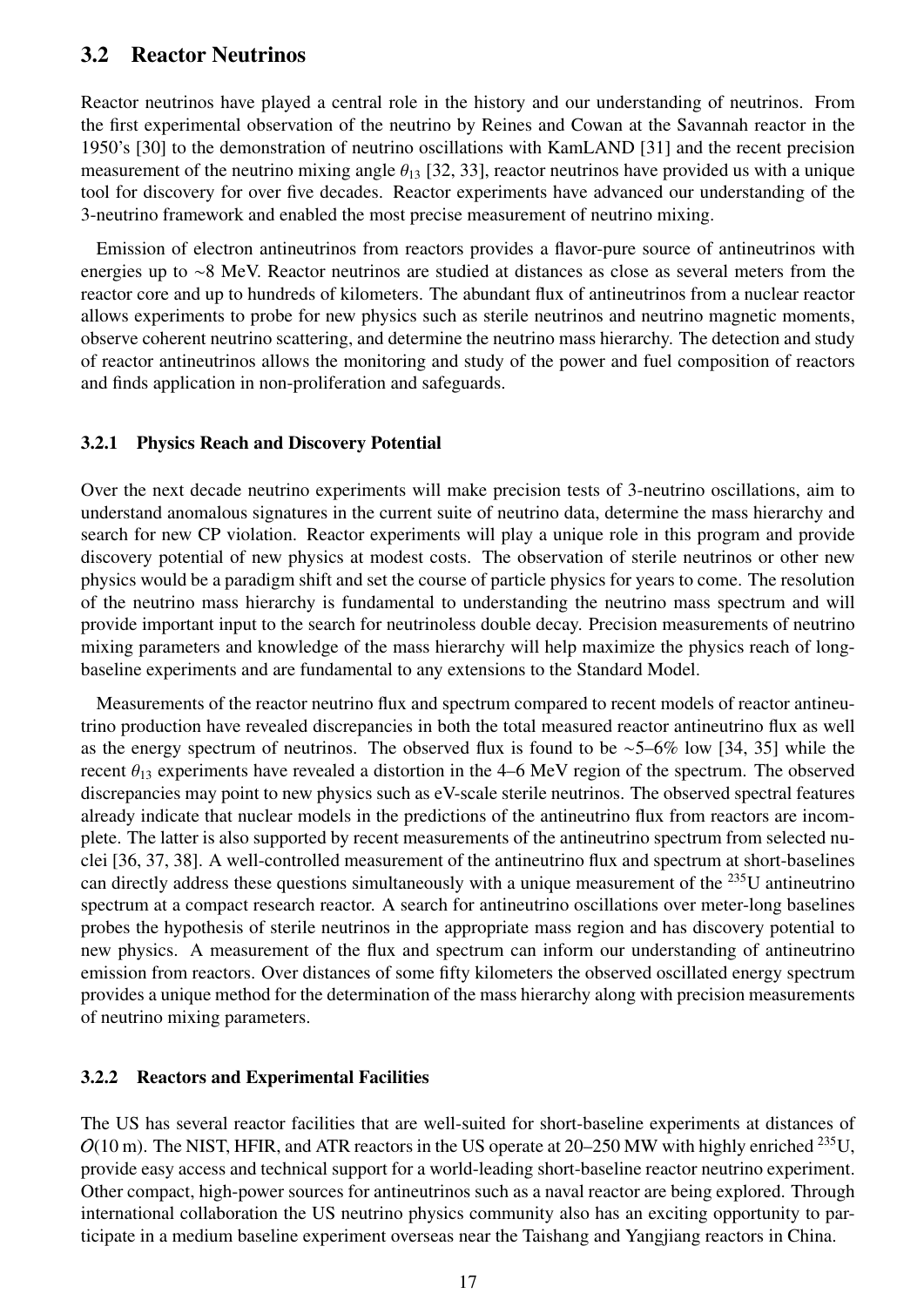## 3.2 Reactor Neutrinos

Reactor neutrinos have played a central role in the history and our understanding of neutrinos. From the first experimental observation of the neutrino by Reines and Cowan at the Savannah reactor in the 1950's [30] to the demonstration of neutrino oscillations with KamLAND [31] and the recent precision measurement of the neutrino mixing angle $\theta_{13}$ [32, 33], reactor neutrinos have provided us with a unique tool for discovery for over five decades. Reactor experiments have advanced our understanding of the 3-neutrino framework and enabled the most precise measurement of neutrino mixing.

Emission of electron antineutrinos from reactors provides a flavor-pure source of antineutrinos with energies up to ~8 MeV. Reactor neutrinos are studied at distances as close as several meters from the reactor core and up to hundreds of kilometers. The abundant flux of antineutrinos from a nuclear reactor allows experiments to probe for new physics such as sterile neutrinos and neutrino magnetic moments, observe coherent neutrino scattering, and determine the neutrino mass hierarchy. The detection and study of reactor antineutrinos allows the monitoring and study of the power and fuel composition of reactors and finds application in non-proliferation and safeguards.

### 3.2.1 Physics Reach and Discovery Potential

Over the next decade neutrino experiments will make precision tests of 3-neutrino oscillations, aim to understand anomalous signatures in the current suite of neutrino data, determine the mass hierarchy and search for new CP violation. Reactor experiments will play a unique role in this program and provide discovery potential of new physics at modest costs. The observation of sterile neutrinos or other new physics would be a paradigm shift and set the course of particle physics for years to come. The resolution of the neutrino mass hierarchy is fundamental to understanding the neutrino mass spectrum and will provide important input to the search for neutrinoless double decay. Precision measurements of neutrino mixing parameters and knowledge of the mass hierarchy will help maximize the physics reach of long-baseline experiments and are fundamental to any extensions to the Standard Model.

Measurements of the reactor neutrino flux and spectrum compared to recent models of reactor antineutrino production have revealed discrepancies in both the total measured reactor antineutrino flux as well as the energy spectrum of neutrinos. The observed flux is found to be ~5–6% low [34, 35] while the recent $\theta_{13}$ experiments have revealed a distortion in the 4–6 MeV region of the spectrum. The observed discrepancies may point to new physics such as eV-scale sterile neutrinos. The observed spectral features already indicate that nuclear models in the predictions of the antineutrino flux from reactors are incomplete. The latter is also supported by recent measurements of the antineutrino spectrum from selected nuclei [36, 37, 38]. A well-controlled measurement of the antineutrino flux and spectrum at short-baselines can directly address these questions simultaneously with a unique measurement of the $^{235}$U antineutrino spectrum at a compact research reactor. A search for antineutrino oscillations over meter-long baselines probes the hypothesis of sterile neutrinos in the appropriate mass region and has discovery potential to new physics. A measurement of the flux and spectrum can inform our understanding of antineutrino emission from reactors. Over distances of some fifty kilometers the observed oscillated energy spectrum provides a unique method for the determination of the mass hierarchy along with precision measurements of neutrino mixing parameters.

### 3.2.2 Reactors and Experimental Facilities

The US has several reactor facilities that are well-suited for short-baseline experiments at distances of $O(10\,\text{m})$. The NIST, HFIR, and ATR reactors in the US operate at 20–250 MW with highly enriched $^{235}$U, provide easy access and technical support for a world-leading short-baseline reactor neutrino experiment. Other compact, high-power sources for antineutrinos such as a naval reactor are being explored. Through international collaboration the US neutrino physics community also has an exciting opportunity to participate in a medium baseline experiment overseas near the Taishang and Yangjiang reactors in China.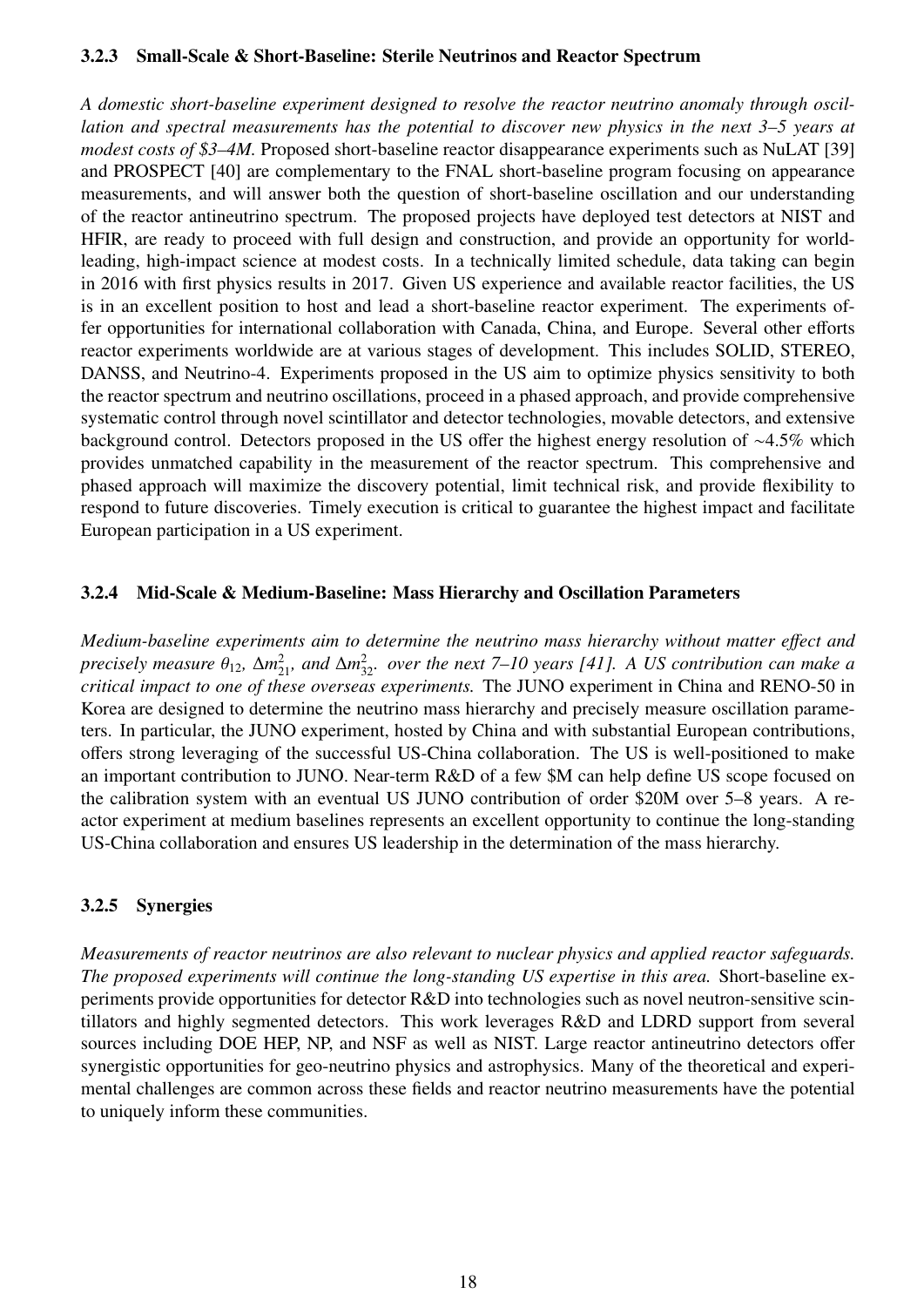### 3.2.3 Small-Scale & Short-Baseline: Sterile Neutrinos and Reactor Spectrum

*A domestic short-baseline experiment designed to resolve the reactor neutrino anomaly through oscillation and spectral measurements has the potential to discover new physics in the next 3–5 years at modest costs of $3–4M.* Proposed short-baseline reactor disappearance experiments such as NuLAT [39] and PROSPECT [40] are complementary to the FNAL short-baseline program focusing on appearance measurements, and will answer both the question of short-baseline oscillation and our understanding of the reactor antineutrino spectrum. The proposed projects have deployed test detectors at NIST and HFIR, are ready to proceed with full design and construction, and provide an opportunity for world-leading, high-impact science at modest costs. In a technically limited schedule, data taking can begin in 2016 with first physics results in 2017. Given US experience and available reactor facilities, the US is in an excellent position to host and lead a short-baseline reactor experiment. The experiments offer opportunities for international collaboration with Canada, China, and Europe. Several other efforts reactor experiments worldwide are at various stages of development. This includes SOLID, STEREO, DANSS, and Neutrino-4. Experiments proposed in the US aim to optimize physics sensitivity to both the reactor spectrum and neutrino oscillations, proceed in a phased approach, and provide comprehensive systematic control through novel scintillator and detector technologies, movable detectors, and extensive background control. Detectors proposed in the US offer the highest energy resolution of ~4.5% which provides unmatched capability in the measurement of the reactor spectrum. This comprehensive and phased approach will maximize the discovery potential, limit technical risk, and provide flexibility to respond to future discoveries. Timely execution is critical to guarantee the highest impact and facilitate European participation in a US experiment.

### 3.2.4 Mid-Scale & Medium-Baseline: Mass Hierarchy and Oscillation Parameters

*Medium-baseline experiments aim to determine the neutrino mass hierarchy without matter effect and precisely measure $\theta_{12}$, $\Delta m^2_{21}$, and $\Delta m^2_{32}$. over the next 7–10 years [41]. A US contribution can make a critical impact to one of these overseas experiments.* The JUNO experiment in China and RENO-50 in Korea are designed to determine the neutrino mass hierarchy and precisely measure oscillation parameters. In particular, the JUNO experiment, hosted by China and with substantial European contributions, offers strong leveraging of the successful US-China collaboration. The US is well-positioned to make an important contribution to JUNO. Near-term R&D of a few $M can help define US scope focused on the calibration system with an eventual US JUNO contribution of order $20M over 5–8 years. A reactor experiment at medium baselines represents an excellent opportunity to continue the long-standing US-China collaboration and ensures US leadership in the determination of the mass hierarchy.

### 3.2.5 Synergies

*Measurements of reactor neutrinos are also relevant to nuclear physics and applied reactor safeguards. The proposed experiments will continue the long-standing US expertise in this area.* Short-baseline experiments provide opportunities for detector R&D into technologies such as novel neutron-sensitive scintillators and highly segmented detectors. This work leverages R&D and LDRD support from several sources including DOE HEP, NP, and NSF as well as NIST. Large reactor antineutrino detectors offer synergistic opportunities for geo-neutrino physics and astrophysics. Many of the theoretical and experimental challenges are common across these fields and reactor neutrino measurements have the potential to uniquely inform these communities.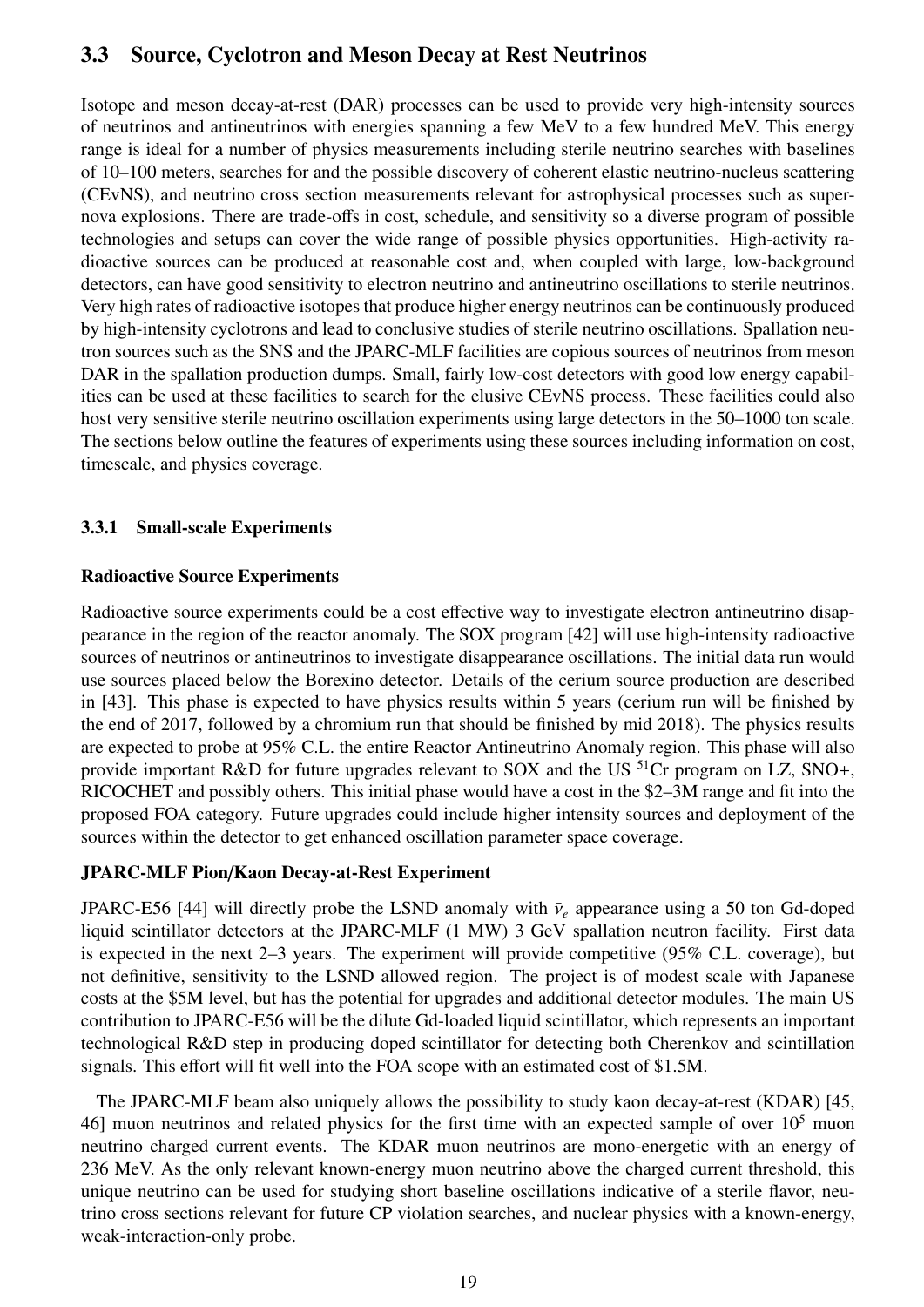## 3.3 Source, Cyclotron and Meson Decay at Rest Neutrinos

Isotope and meson decay-at-rest (DAR) processes can be used to provide very high-intensity sources of neutrinos and antineutrinos with energies spanning a few MeV to a few hundred MeV. This energy range is ideal for a number of physics measurements including sterile neutrino searches with baselines of 10–100 meters, searches for and the possible discovery of coherent elastic neutrino-nucleus scattering (CEvNS), and neutrino cross section measurements relevant for astrophysical processes such as supernova explosions. There are trade-offs in cost, schedule, and sensitivity so a diverse program of possible technologies and setups can cover the wide range of possible physics opportunities. High-activity radioactive sources can be produced at reasonable cost and, when coupled with large, low-background detectors, can have good sensitivity to electron neutrino and antineutrino oscillations to sterile neutrinos. Very high rates of radioactive isotopes that produce higher energy neutrinos can be continuously produced by high-intensity cyclotrons and lead to conclusive studies of sterile neutrino oscillations. Spallation neutron sources such as the SNS and the JPARC-MLF facilities are copious sources of neutrinos from meson DAR in the spallation production dumps. Small, fairly low-cost detectors with good low energy capabilities can be used at these facilities to search for the elusive CEvNS process. These facilities could also host very sensitive sterile neutrino oscillation experiments using large detectors in the 50–1000 ton scale. The sections below outline the features of experiments using these sources including information on cost, timescale, and physics coverage.

### 3.3.1 Small-scale Experiments

**Radioactive Source Experiments**

Radioactive source experiments could be a cost effective way to investigate electron antineutrino disappearance in the region of the reactor anomaly. The SOX program [42] will use high-intensity radioactive sources of neutrinos or antineutrinos to investigate disappearance oscillations. The initial data run would use sources placed below the Borexino detector. Details of the cerium source production are described in [43]. This phase is expected to have physics results within 5 years (cerium run will be finished by the end of 2017, followed by a chromium run that should be finished by mid 2018). The physics results are expected to probe at 95% C.L. the entire Reactor Antineutrino Anomaly region. This phase will also provide important R&D for future upgrades relevant to SOX and the US $^{51}$Cr program on LZ, SNO+, RICOCHET and possibly others. This initial phase would have a cost in the \$2–3M range and fit into the proposed FOA category. Future upgrades could include higher intensity sources and deployment of the sources within the detector to get enhanced oscillation parameter space coverage.

**JPARC-MLF Pion/Kaon Decay-at-Rest Experiment**

JPARC-E56 [44] will directly probe the LSND anomaly with $\bar{\nu}_e$ appearance using a 50 ton Gd-doped liquid scintillator detectors at the JPARC-MLF (1 MW) 3 GeV spallation neutron facility. First data is expected in the next 2–3 years. The experiment will provide competitive (95% C.L. coverage), but not definitive, sensitivity to the LSND allowed region. The project is of modest scale with Japanese costs at the \$5M level, but has the potential for upgrades and additional detector modules. The main US contribution to JPARC-E56 will be the dilute Gd-loaded liquid scintillator, which represents an important technological R&D step in producing doped scintillator for detecting both Cherenkov and scintillation signals. This effort will fit well into the FOA scope with an estimated cost of \$1.5M.

The JPARC-MLF beam also uniquely allows the possibility to study kaon decay-at-rest (KDAR) [45, 46] muon neutrinos and related physics for the first time with an expected sample of over $10^5$ muon neutrino charged current events. The KDAR muon neutrinos are mono-energetic with an energy of 236 MeV. As the only relevant known-energy muon neutrino above the charged current threshold, this unique neutrino can be used for studying short baseline oscillations indicative of a sterile flavor, neutrino cross sections relevant for future CP violation searches, and nuclear physics with a known-energy, weak-interaction-only probe.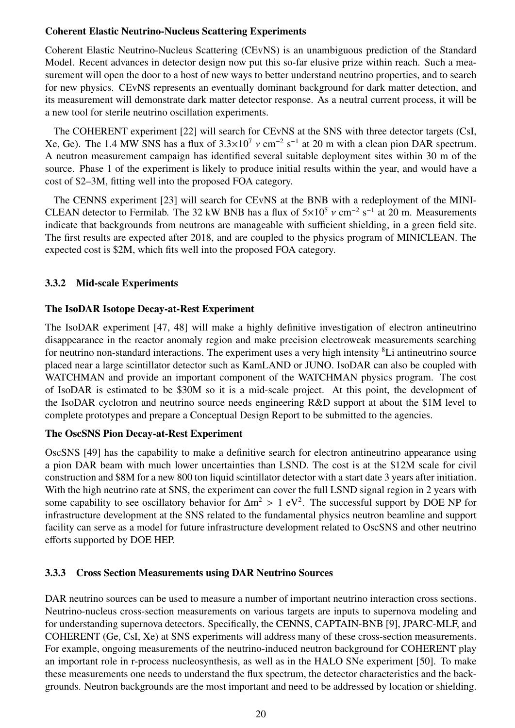**Coherent Elastic Neutrino-Nucleus Scattering Experiments**

Coherent Elastic Neutrino-Nucleus Scattering (CEvNS) is an unambiguous prediction of the Standard Model. Recent advances in detector design now put this so-far elusive prize within reach. Such a measurement will open the door to a host of new ways to better understand neutrino properties, and to search for new physics. CEvNS represents an eventually dominant background for dark matter detection, and its measurement will demonstrate dark matter detector response. As a neutral current process, it will be a new tool for sterile neutrino oscillation experiments.

The COHERENT experiment [22] will search for CEvNS at the SNS with three detector targets (CsI, Xe, Ge). The 1.4 MW SNS has a flux of $3.3\times10^7$ $\nu$ cm$^{-2}$ s$^{-1}$ at 20 m with a clean pion DAR spectrum. A neutron measurement campaign has identified several suitable deployment sites within 30 m of the source. Phase 1 of the experiment is likely to produce initial results within the year, and would have a cost of $2–3M, fitting well into the proposed FOA category.

The CENNS experiment [23] will search for CEvNS at the BNB with a redeployment of the MINICLEAN detector to Fermilab. The 32 kW BNB has a flux of $5\times10^5$ $\nu$ cm$^{-2}$ s$^{-1}$ at 20 m. Measurements indicate that backgrounds from neutrons are manageable with sufficient shielding, in a green field site. The first results are expected after 2018, and are coupled to the physics program of MINICLEAN. The expected cost is $2M, which fits well into the proposed FOA category.

### 3.3.2 Mid-scale Experiments

**The IsoDAR Isotope Decay-at-Rest Experiment**

The IsoDAR experiment [47, 48] will make a highly definitive investigation of electron antineutrino disappearance in the reactor anomaly region and make precision electroweak measurements searching for neutrino non-standard interactions. The experiment uses a very high intensity $^8$Li antineutrino source placed near a large scintillator detector such as KamLAND or JUNO. IsoDAR can also be coupled with WATCHMAN and provide an important component of the WATCHMAN physics program. The cost of IsoDAR is estimated to be $30M so it is a mid-scale project. At this point, the development of the IsoDAR cyclotron and neutrino source needs engineering R&D support at about the $1M level to complete prototypes and prepare a Conceptual Design Report to be submitted to the agencies.

**The OscSNS Pion Decay-at-Rest Experiment**

OscSNS [49] has the capability to make a definitive search for electron antineutrino appearance using a pion DAR beam with much lower uncertainties than LSND. The cost is at the $12M scale for civil construction and $8M for a new 800 ton liquid scintillator detector with a start date 3 years after initiation. With the high neutrino rate at SNS, the experiment can cover the full LSND signal region in 2 years with some capability to see oscillatory behavior for $\Delta m^2 > 1$ eV$^2$. The successful support by DOE NP for infrastructure development at the SNS related to the fundamental physics neutron beamline and support facility can serve as a model for future infrastructure development related to OscSNS and other neutrino efforts supported by DOE HEP.

### 3.3.3 Cross Section Measurements using DAR Neutrino Sources

DAR neutrino sources can be used to measure a number of important neutrino interaction cross sections. Neutrino-nucleus cross-section measurements on various targets are inputs to supernova modeling and for understanding supernova detectors. Specifically, the CENNS, CAPTAIN-BNB [9], JPARC-MLF, and COHERENT (Ge, CsI, Xe) at SNS experiments will address many of these cross-section measurements. For example, ongoing measurements of the neutrino-induced neutron background for COHERENT play an important role in r-process nucleosynthesis, as well as in the HALO SNe experiment [50]. To make these measurements one needs to understand the flux spectrum, the detector characteristics and the backgrounds. Neutron backgrounds are the most important and need to be addressed by location or shielding.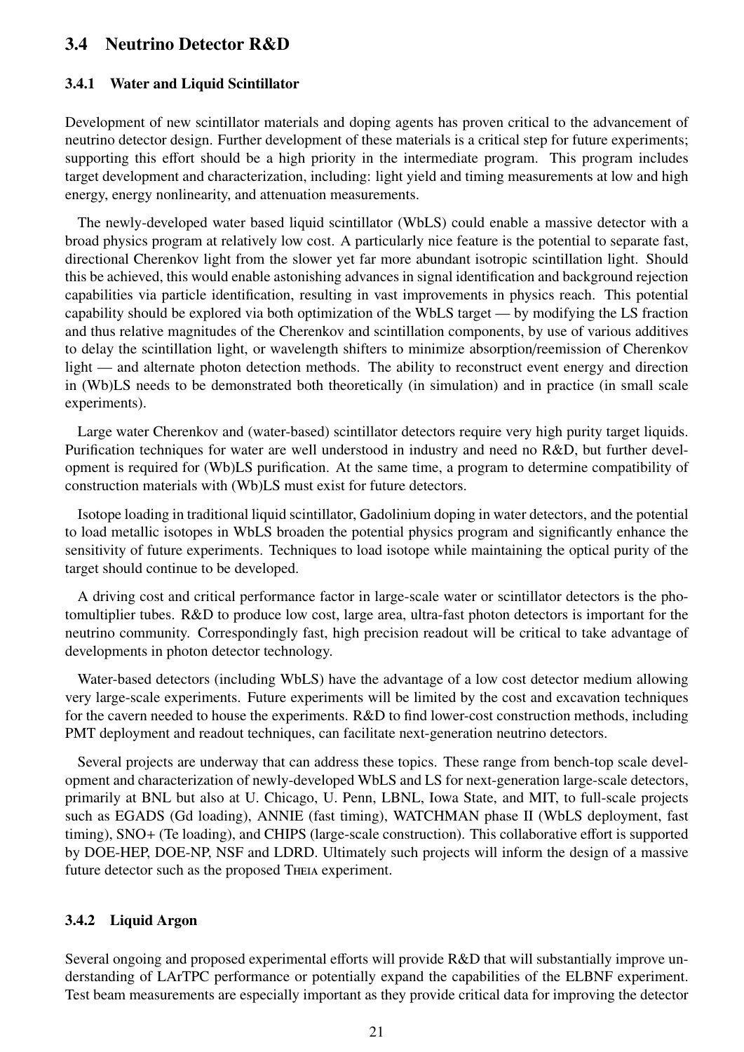## 3.4 Neutrino Detector R&D

### 3.4.1 Water and Liquid Scintillator

Development of new scintillator materials and doping agents has proven critical to the advancement of neutrino detector design. Further development of these materials is a critical step for future experiments; supporting this effort should be a high priority in the intermediate program. This program includes target development and characterization, including: light yield and timing measurements at low and high energy, energy nonlinearity, and attenuation measurements.

The newly-developed water based liquid scintillator (WbLS) could enable a massive detector with a broad physics program at relatively low cost. A particularly nice feature is the potential to separate fast, directional Cherenkov light from the slower yet far more abundant isotropic scintillation light. Should this be achieved, this would enable astonishing advances in signal identification and background rejection capabilities via particle identification, resulting in vast improvements in physics reach. This potential capability should be explored via both optimization of the WbLS target — by modifying the LS fraction and thus relative magnitudes of the Cherenkov and scintillation components, by use of various additives to delay the scintillation light, or wavelength shifters to minimize absorption/reemission of Cherenkov light — and alternate photon detection methods. The ability to reconstruct event energy and direction in (Wb)LS needs to be demonstrated both theoretically (in simulation) and in practice (in small scale experiments).

Large water Cherenkov and (water-based) scintillator detectors require very high purity target liquids. Purification techniques for water are well understood in industry and need no R&D, but further development is required for (Wb)LS purification. At the same time, a program to determine compatibility of construction materials with (Wb)LS must exist for future detectors.

Isotope loading in traditional liquid scintillator, Gadolinium doping in water detectors, and the potential to load metallic isotopes in WbLS broaden the potential physics program and significantly enhance the sensitivity of future experiments. Techniques to load isotope while maintaining the optical purity of the target should continue to be developed.

A driving cost and critical performance factor in large-scale water or scintillator detectors is the photomultiplier tubes. R&D to produce low cost, large area, ultra-fast photon detectors is important for the neutrino community. Correspondingly fast, high precision readout will be critical to take advantage of developments in photon detector technology.

Water-based detectors (including WbLS) have the advantage of a low cost detector medium allowing very large-scale experiments. Future experiments will be limited by the cost and excavation techniques for the cavern needed to house the experiments. R&D to find lower-cost construction methods, including PMT deployment and readout techniques, can facilitate next-generation neutrino detectors.

Several projects are underway that can address these topics. These range from bench-top scale development and characterization of newly-developed WbLS and LS for next-generation large-scale detectors, primarily at BNL but also at U. Chicago, U. Penn, LBNL, Iowa State, and MIT, to full-scale projects such as EGADS (Gd loading), ANNIE (fast timing), WATCHMAN phase II (WbLS deployment, fast timing), SNO+ (Te loading), and CHIPS (large-scale construction). This collaborative effort is supported by DOE-HEP, DOE-NP, NSF and LDRD. Ultimately such projects will inform the design of a massive future detector such as the proposed THEIA experiment.

### 3.4.2 Liquid Argon

Several ongoing and proposed experimental efforts will provide R&D that will substantially improve understanding of LArTPC performance or potentially expand the capabilities of the ELBNF experiment. Test beam measurements are especially important as they provide critical data for improving the detector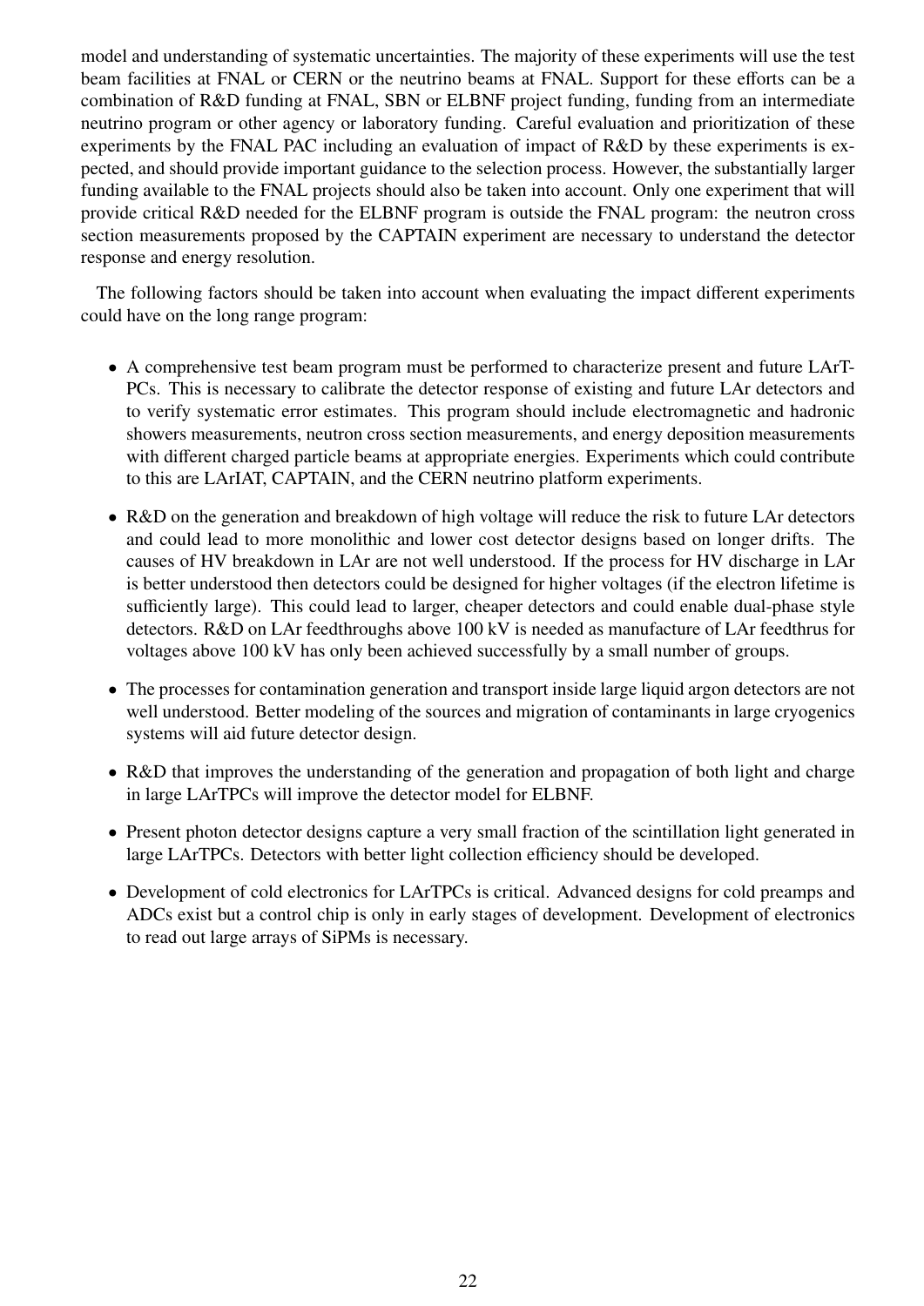model and understanding of systematic uncertainties. The majority of these experiments will use the test beam facilities at FNAL or CERN or the neutrino beams at FNAL. Support for these efforts can be a combination of R&D funding at FNAL, SBN or ELBNF project funding, funding from an intermediate neutrino program or other agency or laboratory funding. Careful evaluation and prioritization of these experiments by the FNAL PAC including an evaluation of impact of R&D by these experiments is expected, and should provide important guidance to the selection process. However, the substantially larger funding available to the FNAL projects should also be taken into account. Only one experiment that will provide critical R&D needed for the ELBNF program is outside the FNAL program: the neutron cross section measurements proposed by the CAPTAIN experiment are necessary to understand the detector response and energy resolution.

The following factors should be taken into account when evaluating the impact different experiments could have on the long range program:

- A comprehensive test beam program must be performed to characterize present and future LArTPCs. This is necessary to calibrate the detector response of existing and future LAr detectors and to verify systematic error estimates. This program should include electromagnetic and hadronic showers measurements, neutron cross section measurements, and energy deposition measurements with different charged particle beams at appropriate energies. Experiments which could contribute to this are LArIAT, CAPTAIN, and the CERN neutrino platform experiments.
- R&D on the generation and breakdown of high voltage will reduce the risk to future LAr detectors and could lead to more monolithic and lower cost detector designs based on longer drifts. The causes of HV breakdown in LAr are not well understood. If the process for HV discharge in LAr is better understood then detectors could be designed for higher voltages (if the electron lifetime is sufficiently large). This could lead to larger, cheaper detectors and could enable dual-phase style detectors. R&D on LAr feedthroughs above 100 kV is needed as manufacture of LAr feedthrus for voltages above 100 kV has only been achieved successfully by a small number of groups.
- The processes for contamination generation and transport inside large liquid argon detectors are not well understood. Better modeling of the sources and migration of contaminants in large cryogenics systems will aid future detector design.
- R&D that improves the understanding of the generation and propagation of both light and charge in large LArTPCs will improve the detector model for ELBNF.
- Present photon detector designs capture a very small fraction of the scintillation light generated in large LArTPCs. Detectors with better light collection efficiency should be developed.
- Development of cold electronics for LArTPCs is critical. Advanced designs for cold preamps and ADCs exist but a control chip is only in early stages of development. Development of electronics to read out large arrays of SiPMs is necessary.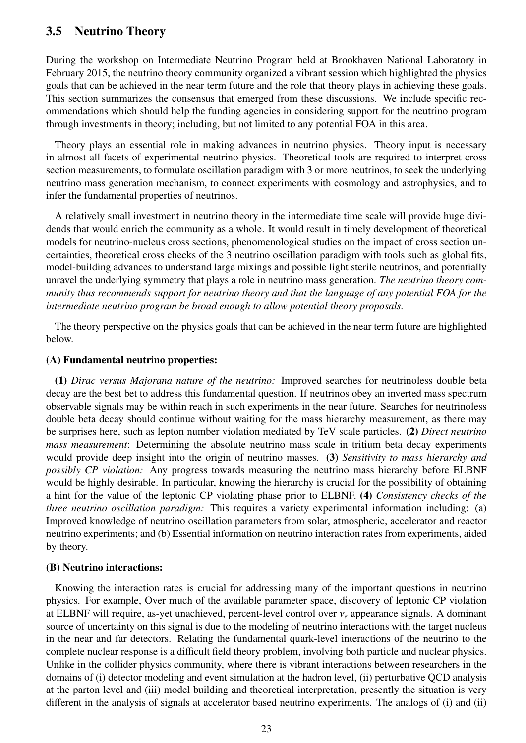## 3.5 Neutrino Theory

During the workshop on Intermediate Neutrino Program held at Brookhaven National Laboratory in February 2015, the neutrino theory community organized a vibrant session which highlighted the physics goals that can be achieved in the near term future and the role that theory plays in achieving these goals. This section summarizes the consensus that emerged from these discussions. We include specific recommendations which should help the funding agencies in considering support for the neutrino program through investments in theory; including, but not limited to any potential FOA in this area.

Theory plays an essential role in making advances in neutrino physics. Theory input is necessary in almost all facets of experimental neutrino physics. Theoretical tools are required to interpret cross section measurements, to formulate oscillation paradigm with 3 or more neutrinos, to seek the underlying neutrino mass generation mechanism, to connect experiments with cosmology and astrophysics, and to infer the fundamental properties of neutrinos.

A relatively small investment in neutrino theory in the intermediate time scale will provide huge dividends that would enrich the community as a whole. It would result in timely development of theoretical models for neutrino-nucleus cross sections, phenomenological studies on the impact of cross section uncertainties, theoretical cross checks of the 3 neutrino oscillation paradigm with tools such as global fits, model-building advances to understand large mixings and possible light sterile neutrinos, and potentially unravel the underlying symmetry that plays a role in neutrino mass generation. *The neutrino theory community thus recommends support for neutrino theory and that the language of any potential FOA for the intermediate neutrino program be broad enough to allow potential theory proposals.*

The theory perspective on the physics goals that can be achieved in the near term future are highlighted below.

**(A) Fundamental neutrino properties:**

**(1)** *Dirac versus Majorana nature of the neutrino:* Improved searches for neutrinoless double beta decay are the best bet to address this fundamental question. If neutrinos obey an inverted mass spectrum observable signals may be within reach in such experiments in the near future. Searches for neutrinoless double beta decay should continue without waiting for the mass hierarchy measurement, as there may be surprises here, such as lepton number violation mediated by TeV scale particles. **(2)** *Direct neutrino mass measurement*: Determining the absolute neutrino mass scale in tritium beta decay experiments would provide deep insight into the origin of neutrino masses. **(3)** *Sensitivity to mass hierarchy and possibly CP violation:* Any progress towards measuring the neutrino mass hierarchy before ELBNF would be highly desirable. In particular, knowing the hierarchy is crucial for the possibility of obtaining a hint for the value of the leptonic CP violating phase prior to ELBNF. **(4)** *Consistency checks of the three neutrino oscillation paradigm:* This requires a variety experimental information including: (a) Improved knowledge of neutrino oscillation parameters from solar, atmospheric, accelerator and reactor neutrino experiments; and (b) Essential information on neutrino interaction rates from experiments, aided by theory.

**(B) Neutrino interactions:**

Knowing the interaction rates is crucial for addressing many of the important questions in neutrino physics. For example, Over much of the available parameter space, discovery of leptonic CP violation at ELBNF will require, as-yet unachieved, percent-level control over $\nu_e$ appearance signals. A dominant source of uncertainty on this signal is due to the modeling of neutrino interactions with the target nucleus in the near and far detectors. Relating the fundamental quark-level interactions of the neutrino to the complete nuclear response is a difficult field theory problem, involving both particle and nuclear physics. Unlike in the collider physics community, where there is vibrant interactions between researchers in the domains of (i) detector modeling and event simulation at the hadron level, (ii) perturbative QCD analysis at the parton level and (iii) model building and theoretical interpretation, presently the situation is very different in the analysis of signals at accelerator based neutrino experiments. The analogs of (i) and (ii)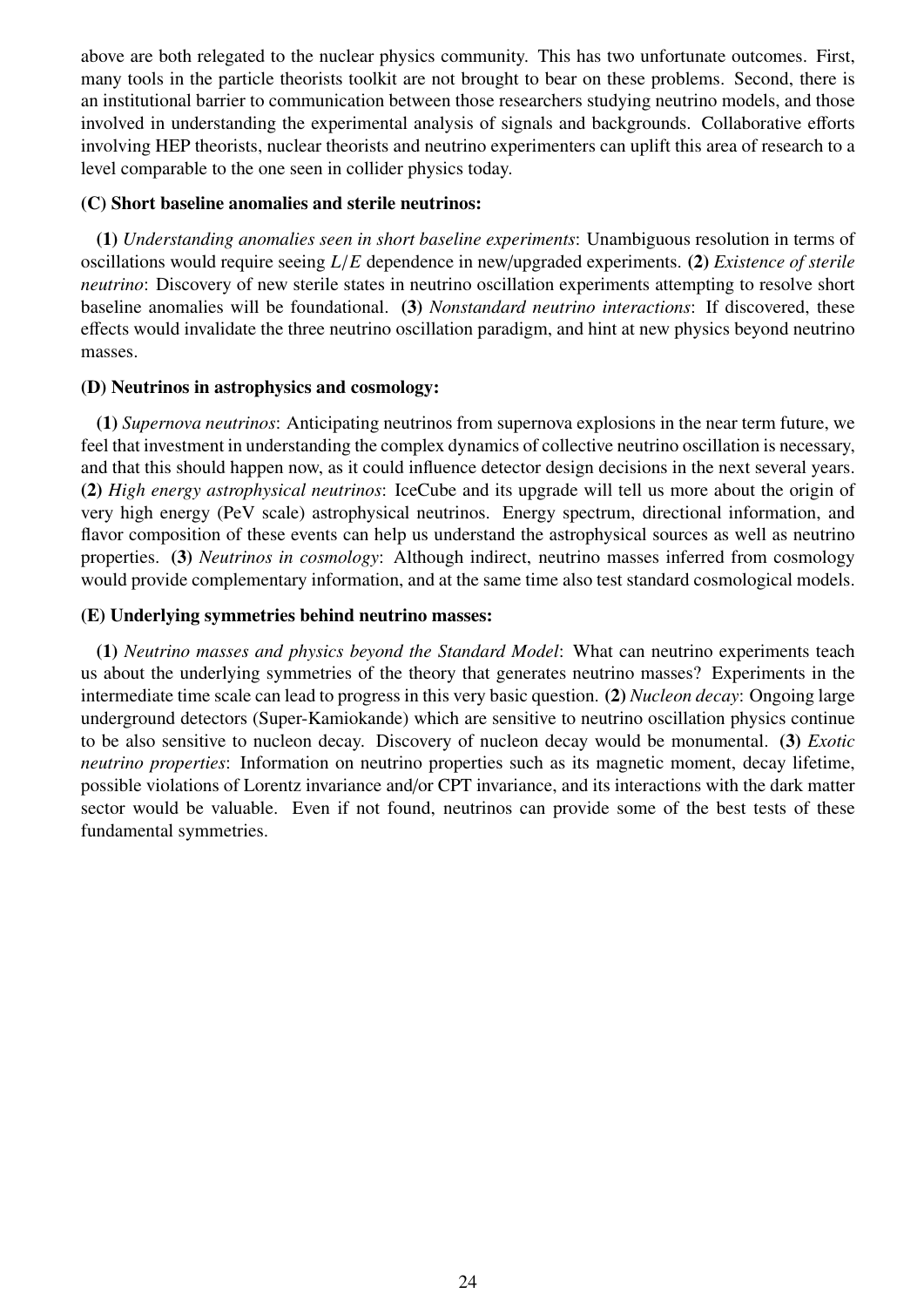above are both relegated to the nuclear physics community. This has two unfortunate outcomes. First, many tools in the particle theorists toolkit are not brought to bear on these problems. Second, there is an institutional barrier to communication between those researchers studying neutrino models, and those involved in understanding the experimental analysis of signals and backgrounds. Collaborative efforts involving HEP theorists, nuclear theorists and neutrino experimenters can uplift this area of research to a level comparable to the one seen in collider physics today.

**(C) Short baseline anomalies and sterile neutrinos:**

**(1)** *Understanding anomalies seen in short baseline experiments*: Unambiguous resolution in terms of oscillations would require seeing $L/E$ dependence in new/upgraded experiments. **(2)** *Existence of sterile neutrino*: Discovery of new sterile states in neutrino oscillation experiments attempting to resolve short baseline anomalies will be foundational. **(3)** *Nonstandard neutrino interactions*: If discovered, these effects would invalidate the three neutrino oscillation paradigm, and hint at new physics beyond neutrino masses.

**(D) Neutrinos in astrophysics and cosmology:**

**(1)** *Supernova neutrinos*: Anticipating neutrinos from supernova explosions in the near term future, we feel that investment in understanding the complex dynamics of collective neutrino oscillation is necessary, and that this should happen now, as it could influence detector design decisions in the next several years. **(2)** *High energy astrophysical neutrinos*: IceCube and its upgrade will tell us more about the origin of very high energy (PeV scale) astrophysical neutrinos. Energy spectrum, directional information, and flavor composition of these events can help us understand the astrophysical sources as well as neutrino properties. **(3)** *Neutrinos in cosmology*: Although indirect, neutrino masses inferred from cosmology would provide complementary information, and at the same time also test standard cosmological models.

**(E) Underlying symmetries behind neutrino masses:**

**(1)** *Neutrino masses and physics beyond the Standard Model*: What can neutrino experiments teach us about the underlying symmetries of the theory that generates neutrino masses? Experiments in the intermediate time scale can lead to progress in this very basic question. **(2)** *Nucleon decay*: Ongoing large underground detectors (Super-Kamiokande) which are sensitive to neutrino oscillation physics continue to be also sensitive to nucleon decay. Discovery of nucleon decay would be monumental. **(3)** *Exotic neutrino properties*: Information on neutrino properties such as its magnetic moment, decay lifetime, possible violations of Lorentz invariance and/or CPT invariance, and its interactions with the dark matter sector would be valuable. Even if not found, neutrinos can provide some of the best tests of these fundamental symmetries.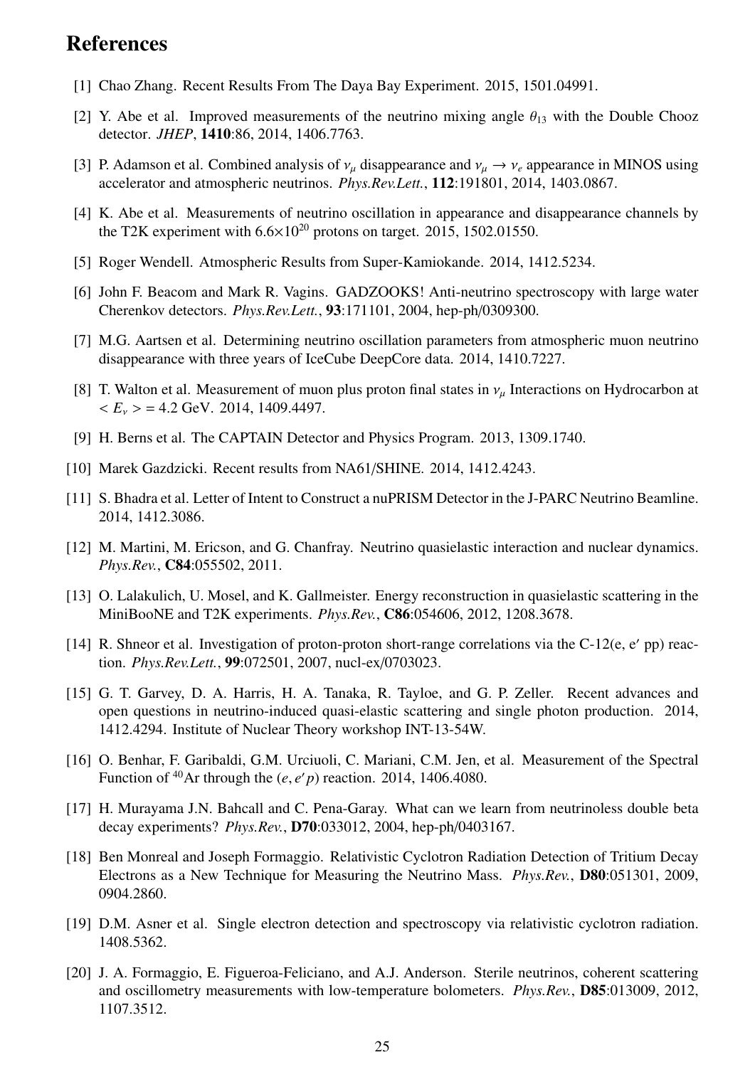# References

[1] Chao Zhang. Recent Results From The Daya Bay Experiment. 2015, 1501.04991.

[2] Y. Abe et al. Improved measurements of the neutrino mixing angle $\theta_{13}$ with the Double Chooz detector. *JHEP*, **1410**:86, 2014, 1406.7763.

[3] P. Adamson et al. Combined analysis of $\nu_\mu$ disappearance and $\nu_\mu \rightarrow \nu_e$ appearance in MINOS using accelerator and atmospheric neutrinos. *Phys.Rev.Lett.*, **112**:191801, 2014, 1403.0867.

[4] K. Abe et al. Measurements of neutrino oscillation in appearance and disappearance channels by the T2K experiment with $6.6\times10^{20}$ protons on target. 2015, 1502.01550.

[5] Roger Wendell. Atmospheric Results from Super-Kamiokande. 2014, 1412.5234.

[6] John F. Beacom and Mark R. Vagins. GADZOOKS! Anti-neutrino spectroscopy with large water Cherenkov detectors. *Phys.Rev.Lett.*, **93**:171101, 2004, hep-ph/0309300.

[7] M.G. Aartsen et al. Determining neutrino oscillation parameters from atmospheric muon neutrino disappearance with three years of IceCube DeepCore data. 2014, 1410.7227.

[8] T. Walton et al. Measurement of muon plus proton final states in $\nu_\mu$ Interactions on Hydrocarbon at $< E_\nu > = 4.2$ GeV. 2014, 1409.4497.

[9] H. Berns et al. The CAPTAIN Detector and Physics Program. 2013, 1309.1740.

[10] Marek Gazdzicki. Recent results from NA61/SHINE. 2014, 1412.4243.

[11] S. Bhadra et al. Letter of Intent to Construct a nuPRISM Detector in the J-PARC Neutrino Beamline. 2014, 1412.3086.

[12] M. Martini, M. Ericson, and G. Chanfray. Neutrino quasielastic interaction and nuclear dynamics. *Phys.Rev.*, **C84**:055502, 2011.

[13] O. Lalakulich, U. Mosel, and K. Gallmeister. Energy reconstruction in quasielastic scattering in the MiniBooNE and T2K experiments. *Phys.Rev.*, **C86**:054606, 2012, 1208.3678.

[14] R. Shneor et al. Investigation of proton-proton short-range correlations via the C-12(e, e′ pp) reaction. *Phys.Rev.Lett.*, **99**:072501, 2007, nucl-ex/0703023.

[15] G. T. Garvey, D. A. Harris, H. A. Tanaka, R. Tayloe, and G. P. Zeller. Recent advances and open questions in neutrino-induced quasi-elastic scattering and single photon production. 2014, 1412.4294. Institute of Nuclear Theory workshop INT-13-54W.

[16] O. Benhar, F. Garibaldi, G.M. Urciuoli, C. Mariani, C.M. Jen, et al. Measurement of the Spectral Function of $^{40}$Ar through the $(e, e'p)$ reaction. 2014, 1406.4080.

[17] H. Murayama J.N. Bahcall and C. Pena-Garay. What can we learn from neutrinoless double beta decay experiments? *Phys.Rev.*, **D70**:033012, 2004, hep-ph/0403167.

[18] Ben Monreal and Joseph Formaggio. Relativistic Cyclotron Radiation Detection of Tritium Decay Electrons as a New Technique for Measuring the Neutrino Mass. *Phys.Rev.*, **D80**:051301, 2009, 0904.2860.

[19] D.M. Asner et al. Single electron detection and spectroscopy via relativistic cyclotron radiation. 1408.5362.

[20] J. A. Formaggio, E. Figueroa-Feliciano, and A.J. Anderson. Sterile neutrinos, coherent scattering and oscillometry measurements with low-temperature bolometers. *Phys.Rev.*, **D85**:013009, 2012, 1107.3512.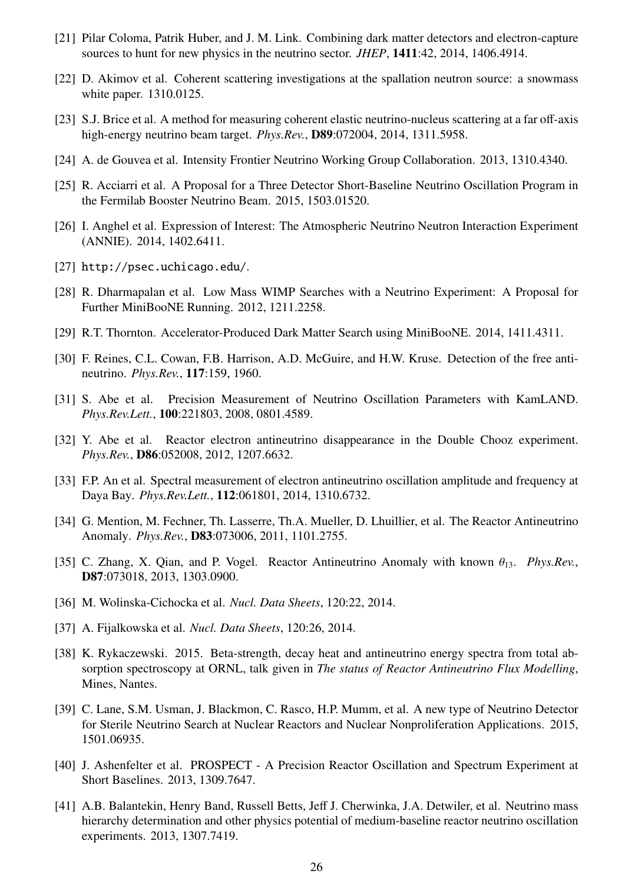[21] Pilar Coloma, Patrik Huber, and J. M. Link. Combining dark matter detectors and electron-capture sources to hunt for new physics in the neutrino sector. *JHEP*, **1411**:42, 2014, 1406.4914.

[22] D. Akimov et al. Coherent scattering investigations at the spallation neutron source: a snowmass white paper. 1310.0125.

[23] S.J. Brice et al. A method for measuring coherent elastic neutrino-nucleus scattering at a far off-axis high-energy neutrino beam target. *Phys.Rev.*, **D89**:072004, 2014, 1311.5958.

[24] A. de Gouvea et al. Intensity Frontier Neutrino Working Group Collaboration. 2013, 1310.4340.

[25] R. Acciarri et al. A Proposal for a Three Detector Short-Baseline Neutrino Oscillation Program in the Fermilab Booster Neutrino Beam. 2015, 1503.01520.

[26] I. Anghel et al. Expression of Interest: The Atmospheric Neutrino Neutron Interaction Experiment (ANNIE). 2014, 1402.6411.

[27] http://psec.uchicago.edu/.

[28] R. Dharmapalan et al. Low Mass WIMP Searches with a Neutrino Experiment: A Proposal for Further MiniBooNE Running. 2012, 1211.2258.

[29] R.T. Thornton. Accelerator-Produced Dark Matter Search using MiniBooNE. 2014, 1411.4311.

[30] F. Reines, C.L. Cowan, F.B. Harrison, A.D. McGuire, and H.W. Kruse. Detection of the free antineutrino. *Phys.Rev.*, **117**:159, 1960.

[31] S. Abe et al. Precision Measurement of Neutrino Oscillation Parameters with KamLAND. *Phys.Rev.Lett.*, **100**:221803, 2008, 0801.4589.

[32] Y. Abe et al. Reactor electron antineutrino disappearance in the Double Chooz experiment. *Phys.Rev.*, **D86**:052008, 2012, 1207.6632.

[33] F.P. An et al. Spectral measurement of electron antineutrino oscillation amplitude and frequency at Daya Bay. *Phys.Rev.Lett.*, **112**:061801, 2014, 1310.6732.

[34] G. Mention, M. Fechner, Th. Lasserre, Th.A. Mueller, D. Lhuillier, et al. The Reactor Antineutrino Anomaly. *Phys.Rev.*, **D83**:073006, 2011, 1101.2755.

[35] C. Zhang, X. Qian, and P. Vogel. Reactor Antineutrino Anomaly with known $\theta_{13}$. *Phys.Rev.*, **D87**:073018, 2013, 1303.0900.

[36] M. Wolinska-Cichocka et al. *Nucl. Data Sheets*, 120:22, 2014.

[37] A. Fijalkowska et al. *Nucl. Data Sheets*, 120:26, 2014.

[38] K. Rykaczewski. 2015. Beta-strength, decay heat and antineutrino energy spectra from total absorption spectroscopy at ORNL, talk given in *The status of Reactor Antineutrino Flux Modelling*, Mines, Nantes.

[39] C. Lane, S.M. Usman, J. Blackmon, C. Rasco, H.P. Mumm, et al. A new type of Neutrino Detector for Sterile Neutrino Search at Nuclear Reactors and Nuclear Nonproliferation Applications. 2015, 1501.06935.

[40] J. Ashenfelter et al. PROSPECT - A Precision Reactor Oscillation and Spectrum Experiment at Short Baselines. 2013, 1309.7647.

[41] A.B. Balantekin, Henry Band, Russell Betts, Jeff J. Cherwinka, J.A. Detwiler, et al. Neutrino mass hierarchy determination and other physics potential of medium-baseline reactor neutrino oscillation experiments. 2013, 1307.7419.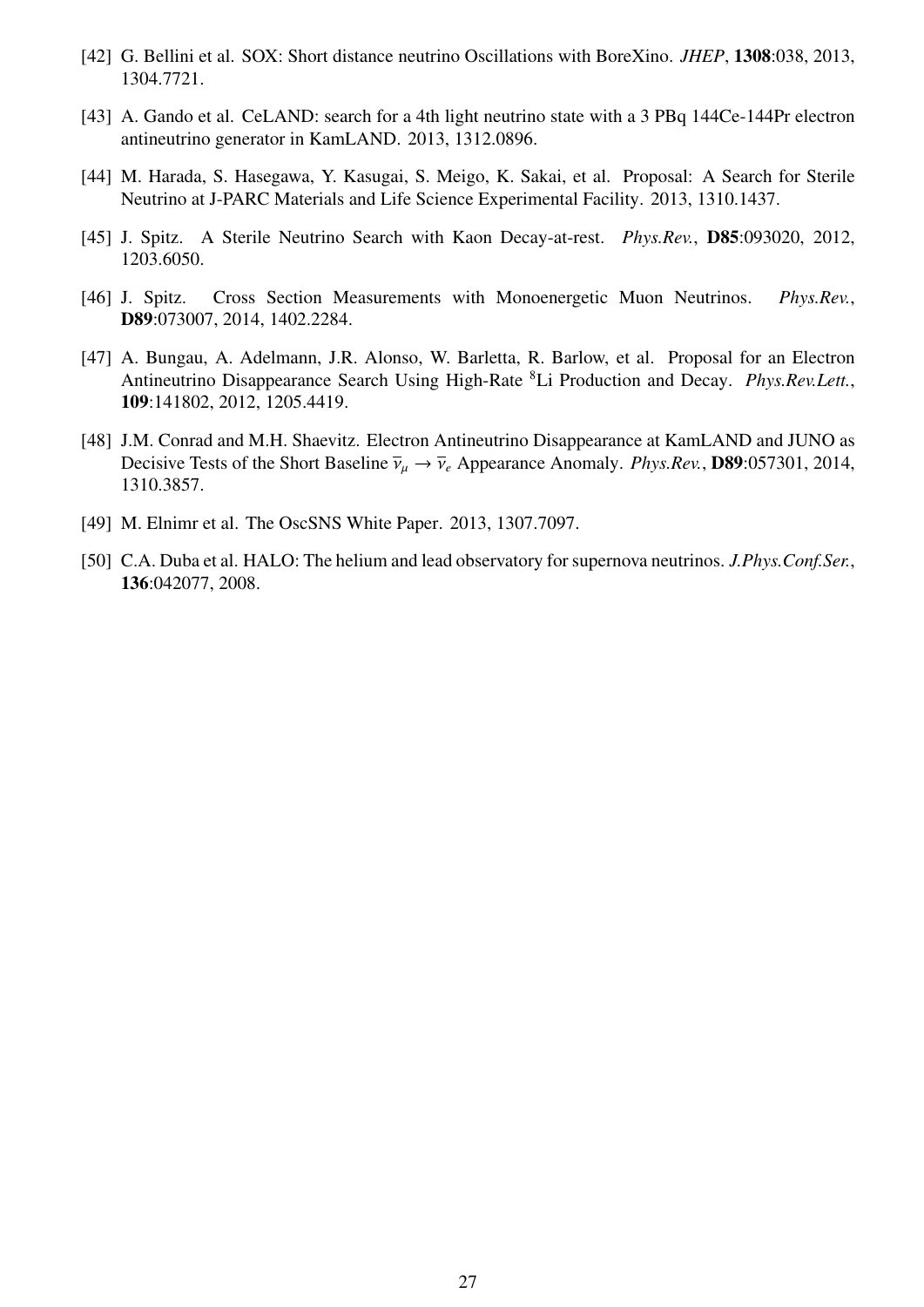[42] G. Bellini et al. SOX: Short distance neutrino Oscillations with BoreXino. *JHEP*, **1308**:038, 2013, 1304.7721.

[43] A. Gando et al. CeLAND: search for a 4th light neutrino state with a 3 PBq 144Ce-144Pr electron antineutrino generator in KamLAND. 2013, 1312.0896.

[44] M. Harada, S. Hasegawa, Y. Kasugai, S. Meigo, K. Sakai, et al. Proposal: A Search for Sterile Neutrino at J-PARC Materials and Life Science Experimental Facility. 2013, 1310.1437.

[45] J. Spitz. A Sterile Neutrino Search with Kaon Decay-at-rest. *Phys.Rev.*, **D85**:093020, 2012, 1203.6050.

[46] J. Spitz. Cross Section Measurements with Monoenergetic Muon Neutrinos. *Phys.Rev.*, **D89**:073007, 2014, 1402.2284.

[47] A. Bungau, A. Adelmann, J.R. Alonso, W. Barletta, R. Barlow, et al. Proposal for an Electron Antineutrino Disappearance Search Using High-Rate $^{8}$Li Production and Decay. *Phys.Rev.Lett.*, **109**:141802, 2012, 1205.4419.

[48] J.M. Conrad and M.H. Shaevitz. Electron Antineutrino Disappearance at KamLAND and JUNO as Decisive Tests of the Short Baseline $\overline{\nu}_{\mu} \rightarrow \overline{\nu}_{e}$ Appearance Anomaly. *Phys.Rev.*, **D89**:057301, 2014, 1310.3857.

[49] M. Elnimr et al. The OscSNS White Paper. 2013, 1307.7097.

[50] C.A. Duba et al. HALO: The helium and lead observatory for supernova neutrinos. *J.Phys.Conf.Ser.*, **136**:042077, 2008.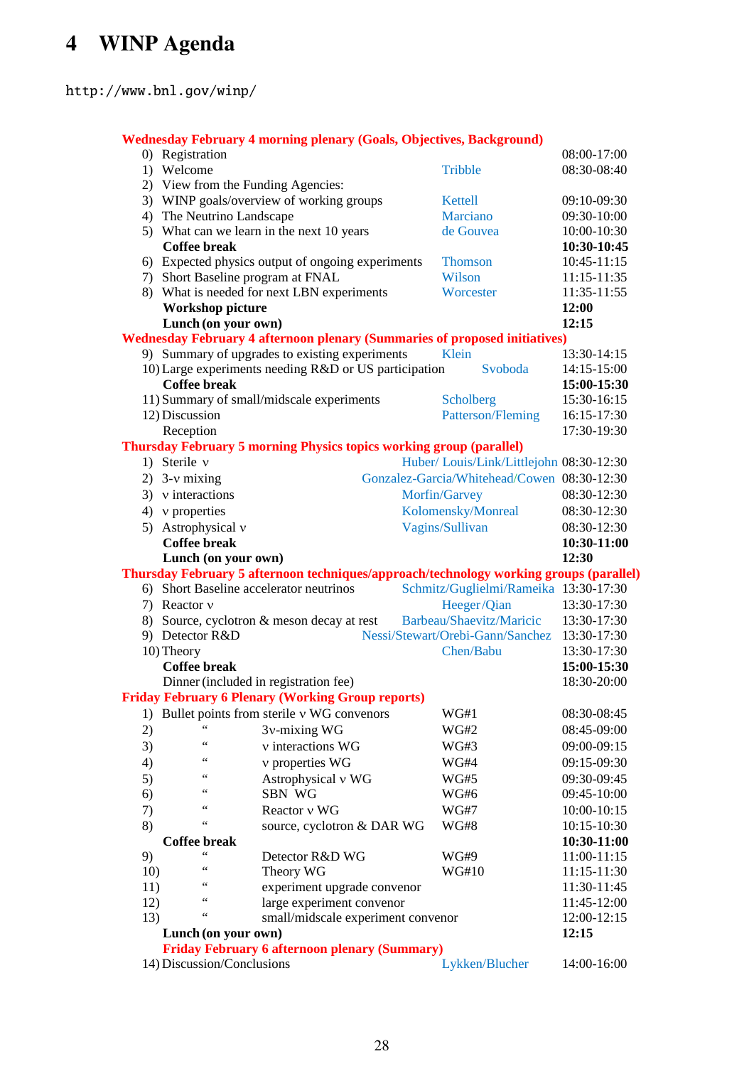# 4 WINP Agenda

http://www.bnl.gov/winp/

| | | |
|---|---|---|
| **Wednesday February 4 morning plenary (Goals, Objectives, Background)** | | |
| 0) Registration | | 08:00-17:00 |
| 1) Welcome | Tribble | 08:30-08:40 |
| 2) View from the Funding Agencies: | | |
| 3) WINP goals/overview of working groups | Kettell | 09:10-09:30 |
| 4) The Neutrino Landscape | Marciano | 09:30-10:00 |
| 5) What can we learn in the next 10 years | de Gouvea | 10:00-10:30 |
| **Coffee break** | | **10:30-10:45** |
| 6) Expected physics output of ongoing experiments | Thomson | 10:45-11:15 |
| 7) Short Baseline program at FNAL | Wilson | 11:15-11:35 |
| 8) What is needed for next LBN experiments | Worcester | 11:35-11:55 |
| **Workshop picture** | | **12:00** |
| **Lunch (on your own)** | | **12:15** |
| **Wednesday February 4 afternoon plenary (Summaries of proposed initiatives)** | | |
| 9) Summary of upgrades to existing experiments | Klein | 13:30-14:15 |
| 10) Large experiments needing R&D or US participation | Svoboda | 14:15-15:00 |
| **Coffee break** | | **15:00-15:30** |
| 11) Summary of small/midscale experiments | Scholberg | 15:30-16:15 |
| 12) Discussion | Patterson/Fleming | 16:15-17:30 |
| Reception | | 17:30-19:30 |
| **Thursday February 5 morning Physics topics working group (parallel)** | | |
| 1) Sterile ν | Huber/ Louis/Link/Littlejohn | 08:30-12:30 |
| 2) 3-ν mixing | Gonzalez-Garcia/Whitehead/Cowen | 08:30-12:30 |
| 3) ν interactions | Morfin/Garvey | 08:30-12:30 |
| 4) ν properties | Kolomensky/Monreal | 08:30-12:30 |
| 5) Astrophysical ν | Vagins/Sullivan | 08:30-12:30 |
| **Coffee break** | | **10:30-11:00** |
| **Lunch (on your own)** | | **12:30** |
| **Thursday February 5 afternoon techniques/approach/technology working groups (parallel)** | | |
| 6) Short Baseline accelerator neutrinos | Schmitz/Guglielmi/Rameika | 13:30-17:30 |
| 7) Reactor ν | Heeger/Qian | 13:30-17:30 |
| 8) Source, cyclotron & meson decay at rest | Barbeau/Shaevitz/Maricic | 13:30-17:30 |
| 9) Detector R&D | Nessi/Stewart/Orebi-Gann/Sanchez | 13:30-17:30 |
| 10) Theory | Chen/Babu | 13:30-17:30 |
| **Coffee break** | | **15:00-15:30** |
| Dinner (included in registration fee) | | 18:30-20:00 |
| **Friday February 6 Plenary (Working Group reports)** | | |
| 1) Bullet points from sterile ν WG convenors | WG#1 | 08:30-08:45 |
| 2) " 3ν-mixing WG | WG#2 | 08:45-09:00 |
| 3) " ν interactions WG | WG#3 | 09:00-09:15 |
| 4) " ν properties WG | WG#4 | 09:15-09:30 |
| 5) " Astrophysical ν WG | WG#5 | 09:30-09:45 |
| 6) " SBN WG | WG#6 | 09:45-10:00 |
| 7) " Reactor ν WG | WG#7 | 10:00-10:15 |
| 8) " source, cyclotron & DAR WG | WG#8 | 10:15-10:30 |
| **Coffee break** | | **10:30-11:00** |
| 9) " Detector R&D WG | WG#9 | 11:00-11:15 |
| 10) " Theory WG | WG#10 | 11:15-11:30 |
| 11) " experiment upgrade convenor | | 11:30-11:45 |
| 12) " large experiment convenor | | 11:45-12:00 |
| 13) " small/midscale experiment convenor | | 12:00-12:15 |
| **Lunch (on your own)** | | **12:15** |
| **Friday February 6 afternoon plenary (Summary)** | | |
| 14) Discussion/Conclusions | Lykken/Blucher | 14:00-16:00 |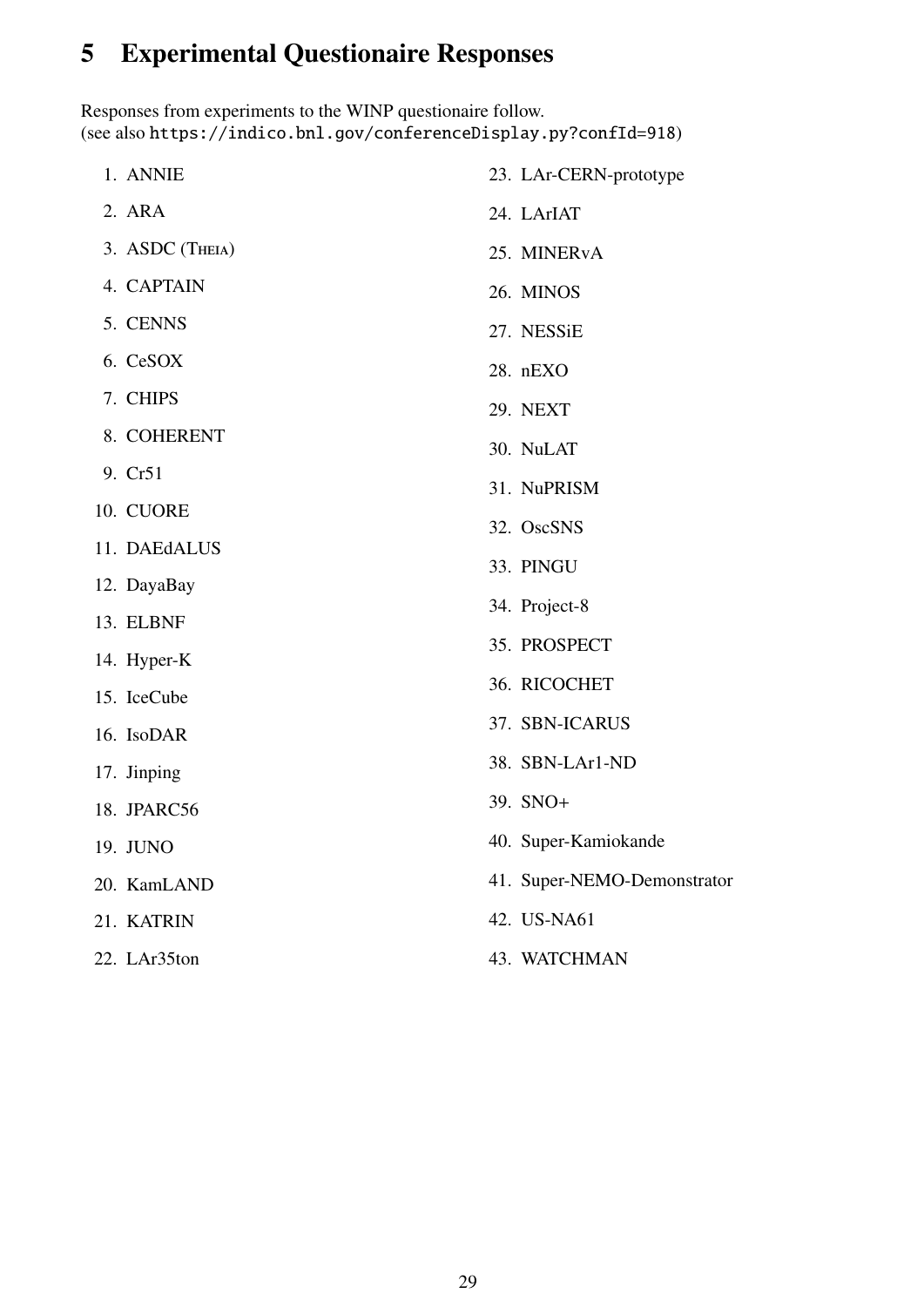# 5 Experimental Questionaire Responses

Responses from experiments to the WINP questionaire follow.
(see also https://indico.bnl.gov/conferenceDisplay.py?confId=918)

1. ANNIE
2. ARA
3. ASDC (THEIA)
4. CAPTAIN
5. CENNS
6. CeSOX
7. CHIPS
8. COHERENT
9. Cr51
10. CUORE
11. DAEdALUS
12. DayaBay
13. ELBNF
14. Hyper-K
15. IceCube
16. IsoDAR
17. Jinping
18. JPARC56
19. JUNO
20. KamLAND
21. KATRIN
22. LAr35ton
23. LAr-CERN-prototype
24. LArIAT
25. MINERvA
26. MINOS
27. NESSiE
28. nEXO
29. NEXT
30. NuLAT
31. NuPRISM
32. OscSNS
33. PINGU
34. Project-8
35. PROSPECT
36. RICOCHET
37. SBN-ICARUS
38. SBN-LAr1-ND
39. SNO+
40. Super-Kamiokande
41. Super-NEMO-Demonstrator
42. US-NA61
43. WATCHMAN